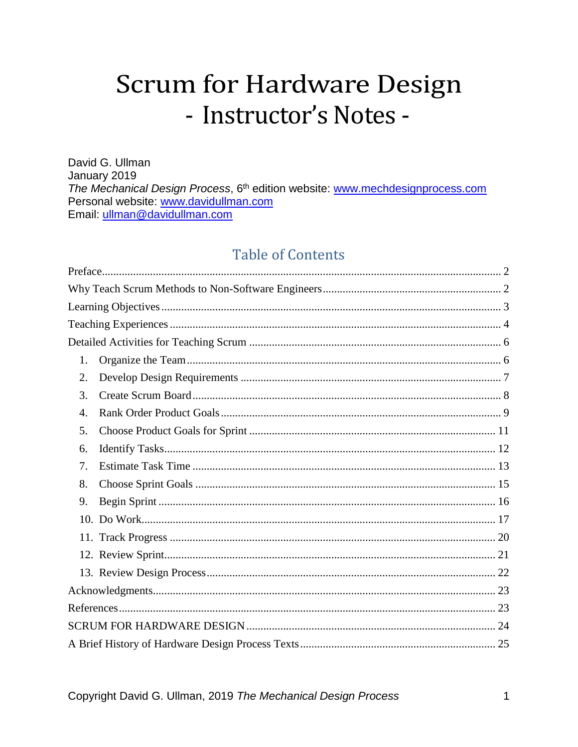# Scrum for Hardware Design
# - Instructor's Notes -

David G. Ullman
January 2019
*The Mechanical Design Process*, 6th edition website: [www.mechdesignprocess.com](http://www.mechdesignprocess.com)
Personal website: [www.davidullman.com](http://www.davidullman.com)
Email: [ullman@davidullman.com](mailto:ullman@davidullman.com)

## Table of Contents

Preface ........ 2
Why Teach Scrum Methods to Non-Software Engineers ........ 2
Learning Objectives ........ 3
Teaching Experiences ........ 4
Detailed Activities for Teaching Scrum ........ 6
1. Organize the Team ........ 6
2. Develop Design Requirements ........ 7
3. Create Scrum Board ........ 8
4. Rank Order Product Goals ........ 9
5. Choose Product Goals for Sprint ........ 11
6. Identify Tasks ........ 12
7. Estimate Task Time ........ 13
8. Choose Sprint Goals ........ 15
9. Begin Sprint ........ 16
10. Do Work ........ 17
11. Track Progress ........ 20
12. Review Sprint ........ 21
13. Review Design Process ........ 22

Acknowledgments ........ 23
References ........ 23
SCRUM FOR HARDWARE DESIGN ........ 24
A Brief History of Hardware Design Process Texts ........ 25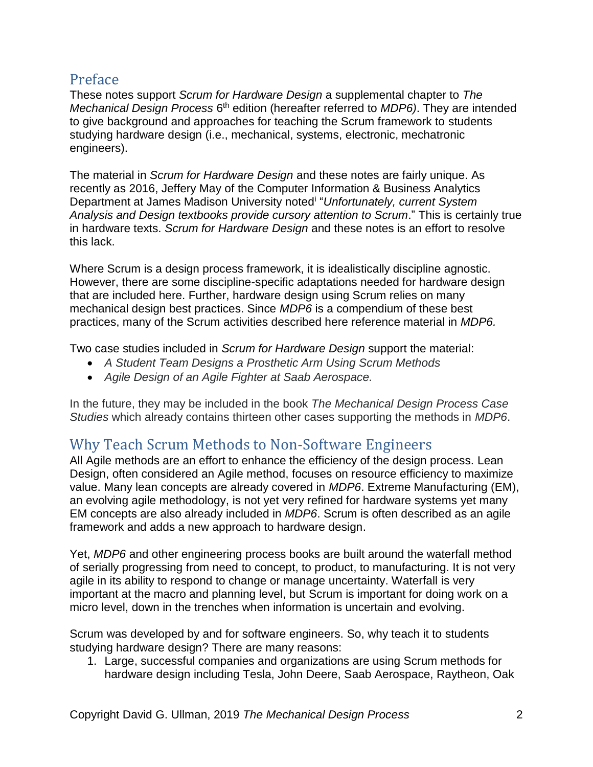## Preface

These notes support *Scrum for Hardware Design* a supplemental chapter to *The Mechanical Design Process* 6th edition (hereafter referred to *MDP6)*. They are intended to give background and approaches for teaching the Scrum framework to students studying hardware design (i.e., mechanical, systems, electronic, mechatronic engineers).

The material in *Scrum for Hardware Design* and these notes are fairly unique. As recently as 2016, Jeffery May of the Computer Information & Business Analytics Department at James Madison University noted[i] "*Unfortunately, current System Analysis and Design textbooks provide cursory attention to Scrum*." This is certainly true in hardware texts. *Scrum for Hardware Design* and these notes is an effort to resolve this lack.

Where Scrum is a design process framework, it is idealistically discipline agnostic. However, there are some discipline-specific adaptations needed for hardware design that are included here. Further, hardware design using Scrum relies on many mechanical design best practices. Since *MDP6* is a compendium of these best practices, many of the Scrum activities described here reference material in *MDP6.*

Two case studies included in *Scrum for Hardware Design* support the material:

- *A Student Team Designs a Prosthetic Arm Using Scrum Methods*
- *Agile Design of an Agile Fighter at Saab Aerospace.*

In the future, they may be included in the book *The Mechanical Design Process Case Studies* which already contains thirteen other cases supporting the methods in *MDP6*.

## Why Teach Scrum Methods to Non-Software Engineers

All Agile methods are an effort to enhance the efficiency of the design process. Lean Design, often considered an Agile method, focuses on resource efficiency to maximize value. Many lean concepts are already covered in *MDP6*. Extreme Manufacturing (EM), an evolving agile methodology, is not yet very refined for hardware systems yet many EM concepts are also already included in *MDP6*. Scrum is often described as an agile framework and adds a new approach to hardware design.

Yet, *MDP6* and other engineering process books are built around the waterfall method of serially progressing from need to concept, to product, to manufacturing. It is not very agile in its ability to respond to change or manage uncertainty. Waterfall is very important at the macro and planning level, but Scrum is important for doing work on a micro level, down in the trenches when information is uncertain and evolving.

Scrum was developed by and for software engineers. So, why teach it to students studying hardware design? There are many reasons:

1. Large, successful companies and organizations are using Scrum methods for hardware design including Tesla, John Deere, Saab Aerospace, Raytheon, Oak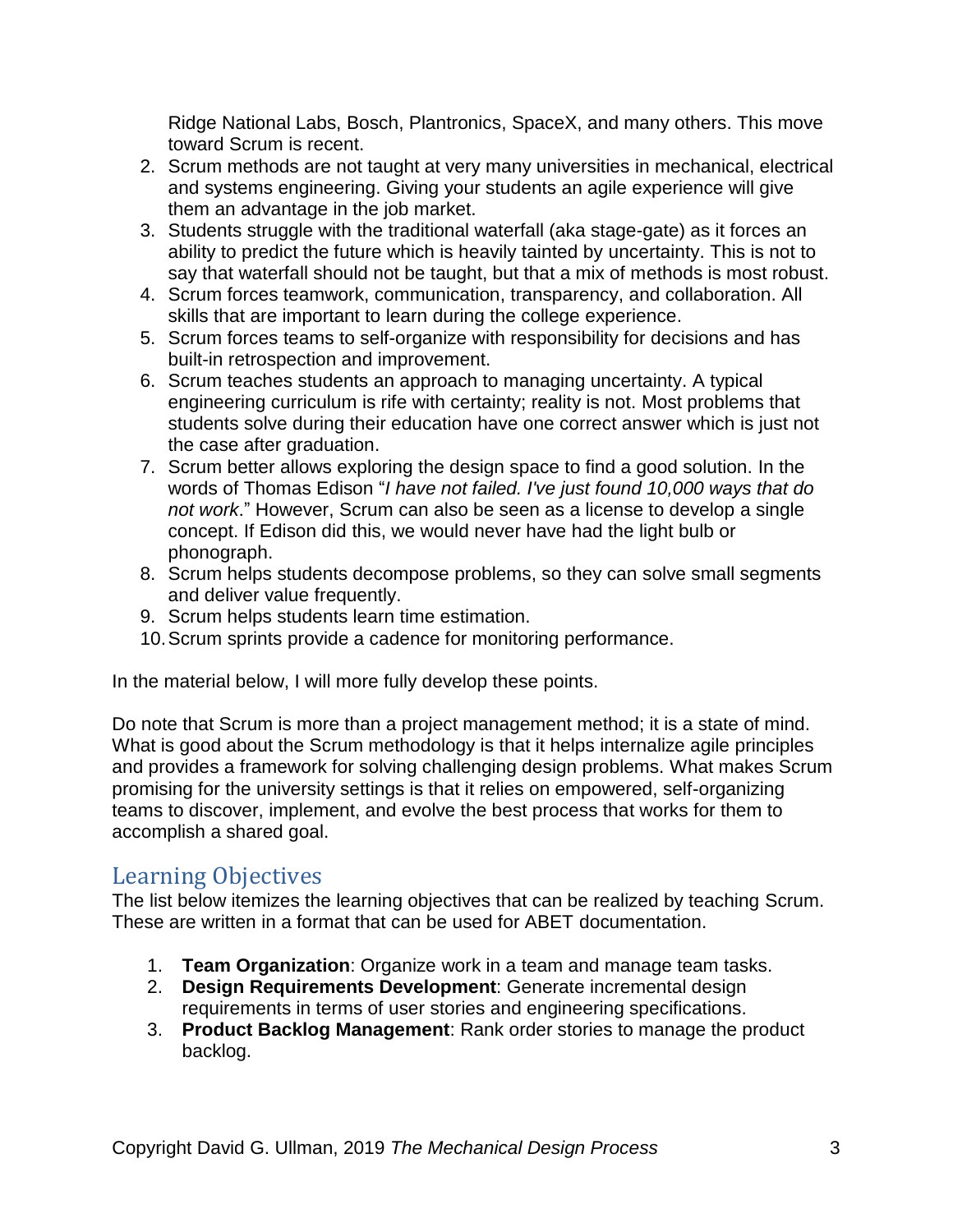Ridge National Labs, Bosch, Plantronics, SpaceX, and many others. This move toward Scrum is recent.

2. Scrum methods are not taught at very many universities in mechanical, electrical and systems engineering. Giving your students an agile experience will give them an advantage in the job market.
3. Students struggle with the traditional waterfall (aka stage-gate) as it forces an ability to predict the future which is heavily tainted by uncertainty. This is not to say that waterfall should not be taught, but that a mix of methods is most robust.
4. Scrum forces teamwork, communication, transparency, and collaboration. All skills that are important to learn during the college experience.
5. Scrum forces teams to self-organize with responsibility for decisions and has built-in retrospection and improvement.
6. Scrum teaches students an approach to managing uncertainty. A typical engineering curriculum is rife with certainty; reality is not. Most problems that students solve during their education have one correct answer which is just not the case after graduation.
7. Scrum better allows exploring the design space to find a good solution. In the words of Thomas Edison "*I have not failed. I've just found 10,000 ways that do not work*." However, Scrum can also be seen as a license to develop a single concept. If Edison did this, we would never have had the light bulb or phonograph.
8. Scrum helps students decompose problems, so they can solve small segments and deliver value frequently.
9. Scrum helps students learn time estimation.
10. Scrum sprints provide a cadence for monitoring performance.

In the material below, I will more fully develop these points.

Do note that Scrum is more than a project management method; it is a state of mind. What is good about the Scrum methodology is that it helps internalize agile principles and provides a framework for solving challenging design problems. What makes Scrum promising for the university settings is that it relies on empowered, self-organizing teams to discover, implement, and evolve the best process that works for them to accomplish a shared goal.

## Learning Objectives

The list below itemizes the learning objectives that can be realized by teaching Scrum. These are written in a format that can be used for ABET documentation.

1. **Team Organization**: Organize work in a team and manage team tasks.
2. **Design Requirements Development**: Generate incremental design requirements in terms of user stories and engineering specifications.
3. **Product Backlog Management**: Rank order stories to manage the product backlog.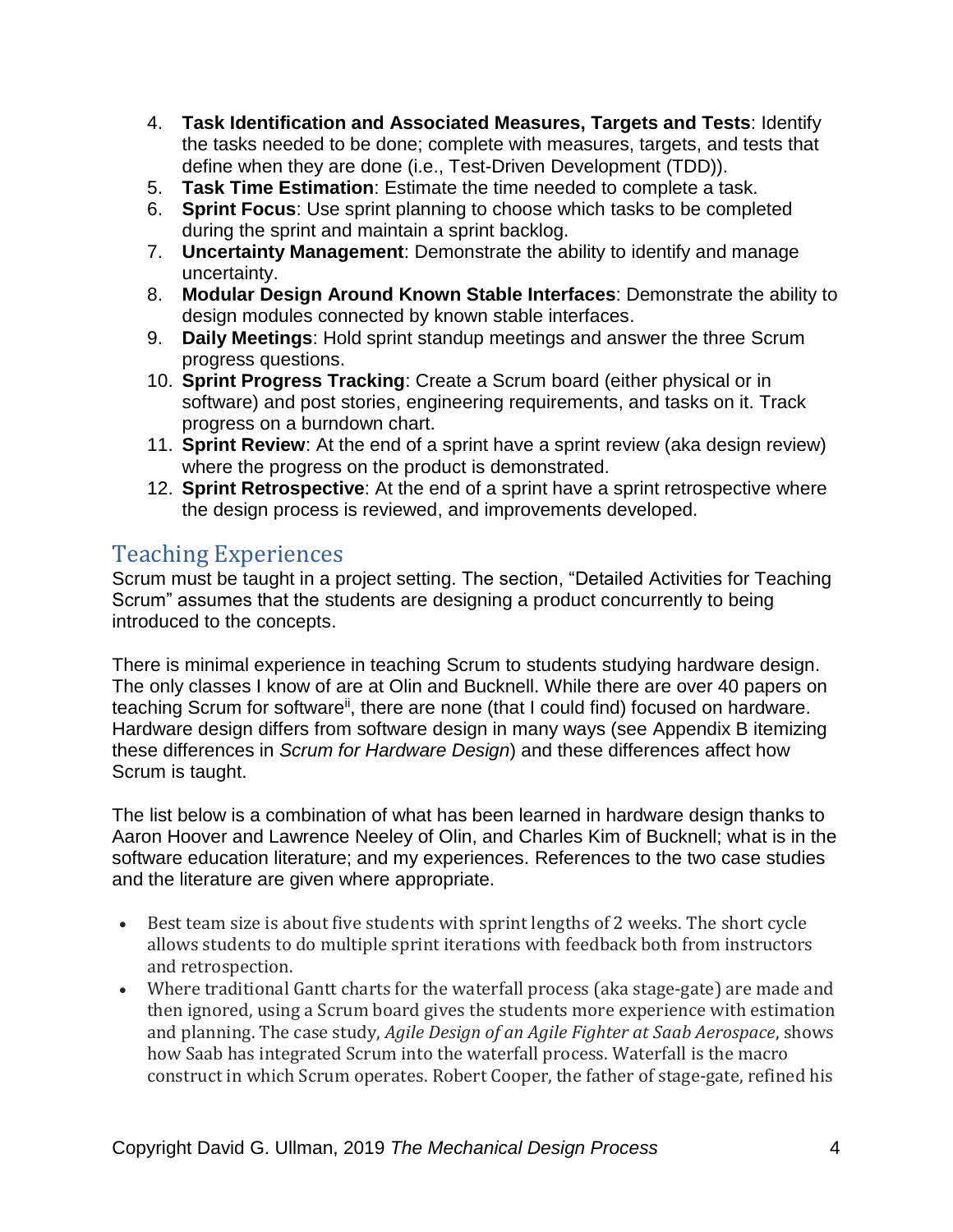4. **Task Identification and Associated Measures, Targets and Tests**: Identify the tasks needed to be done; complete with measures, targets, and tests that define when they are done (i.e., Test-Driven Development (TDD)).
5. **Task Time Estimation**: Estimate the time needed to complete a task.
6. **Sprint Focus**: Use sprint planning to choose which tasks to be completed during the sprint and maintain a sprint backlog.
7. **Uncertainty Management**: Demonstrate the ability to identify and manage uncertainty.
8. **Modular Design Around Known Stable Interfaces**: Demonstrate the ability to design modules connected by known stable interfaces.
9. **Daily Meetings**: Hold sprint standup meetings and answer the three Scrum progress questions.
10. **Sprint Progress Tracking**: Create a Scrum board (either physical or in software) and post stories, engineering requirements, and tasks on it. Track progress on a burndown chart.
11. **Sprint Review**: At the end of a sprint have a sprint review (aka design review) where the progress on the product is demonstrated.
12. **Sprint Retrospective**: At the end of a sprint have a sprint retrospective where the design process is reviewed, and improvements developed.

## Teaching Experiences

Scrum must be taught in a project setting. The section, "Detailed Activities for Teaching Scrum" assumes that the students are designing a product concurrently to being introduced to the concepts.

There is minimal experience in teaching Scrum to students studying hardware design. The only classes I know of are at Olin and Bucknell. While there are over 40 papers on teaching Scrum for software[ii], there are none (that I could find) focused on hardware. Hardware design differs from software design in many ways (see Appendix B itemizing these differences in *Scrum for Hardware Design*) and these differences affect how Scrum is taught.

The list below is a combination of what has been learned in hardware design thanks to Aaron Hoover and Lawrence Neeley of Olin, and Charles Kim of Bucknell; what is in the software education literature; and my experiences. References to the two case studies and the literature are given where appropriate.

- Best team size is about five students with sprint lengths of 2 weeks. The short cycle allows students to do multiple sprint iterations with feedback both from instructors and retrospection.
- Where traditional Gantt charts for the waterfall process (aka stage-gate) are made and then ignored, using a Scrum board gives the students more experience with estimation and planning. The case study, *Agile Design of an Agile Fighter at Saab Aerospace*, shows how Saab has integrated Scrum into the waterfall process. Waterfall is the macro construct in which Scrum operates. Robert Cooper, the father of stage-gate, refined his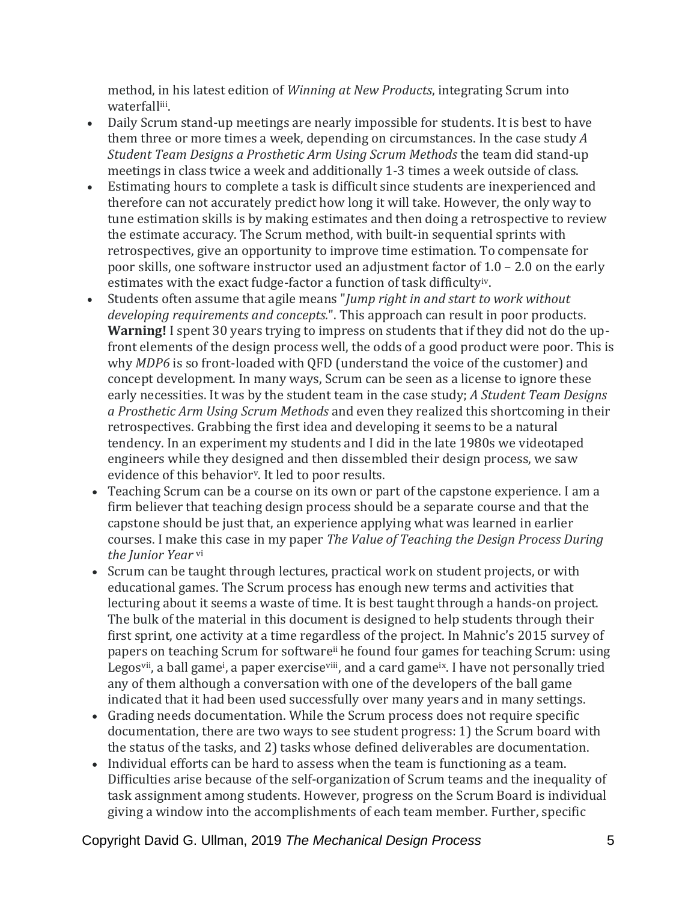method, in his latest edition of *Winning at New Products*, integrating Scrum into waterfall[iii].

- Daily Scrum stand-up meetings are nearly impossible for students. It is best to have them three or more times a week, depending on circumstances. In the case study *A Student Team Designs a Prosthetic Arm Using Scrum Methods* the team did stand-up meetings in class twice a week and additionally 1-3 times a week outside of class.
- Estimating hours to complete a task is difficult since students are inexperienced and therefore can not accurately predict how long it will take. However, the only way to tune estimation skills is by making estimates and then doing a retrospective to review the estimate accuracy. The Scrum method, with built-in sequential sprints with retrospectives, give an opportunity to improve time estimation. To compensate for poor skills, one software instructor used an adjustment factor of 1.0 – 2.0 on the early estimates with the exact fudge-factor a function of task difficulty[iv].
- Students often assume that agile means "*Jump right in and start to work without developing requirements and concepts.*". This approach can result in poor products. **Warning!** I spent 30 years trying to impress on students that if they did not do the up-front elements of the design process well, the odds of a good product were poor. This is why *MDP6* is so front-loaded with QFD (understand the voice of the customer) and concept development. In many ways, Scrum can be seen as a license to ignore these early necessities. It was by the student team in the case study; *A Student Team Designs a Prosthetic Arm Using Scrum Methods* and even they realized this shortcoming in their retrospectives. Grabbing the first idea and developing it seems to be a natural tendency. In an experiment my students and I did in the late 1980s we videotaped engineers while they designed and then dissembled their design process, we saw evidence of this behavior[v]. It led to poor results.
- Teaching Scrum can be a course on its own or part of the capstone experience. I am a firm believer that teaching design process should be a separate course and that the capstone should be just that, an experience applying what was learned in earlier courses. I make this case in my paper *The Value of Teaching the Design Process During the Junior Year* [vi]
- Scrum can be taught through lectures, practical work on student projects, or with educational games. The Scrum process has enough new terms and activities that lecturing about it seems a waste of time. It is best taught through a hands-on project. The bulk of the material in this document is designed to help students through their first sprint, one activity at a time regardless of the project. In Mahnic's 2015 survey of papers on teaching Scrum for software[ii] he found four games for teaching Scrum: using Legos[vii], a ball game[i], a paper exercise[viii], and a card game[ix]. I have not personally tried any of them although a conversation with one of the developers of the ball game indicated that it had been used successfully over many years and in many settings.
- Grading needs documentation. While the Scrum process does not require specific documentation, there are two ways to see student progress: 1) the Scrum board with the status of the tasks, and 2) tasks whose defined deliverables are documentation.
- Individual efforts can be hard to assess when the team is functioning as a team. Difficulties arise because of the self-organization of Scrum teams and the inequality of task assignment among students. However, progress on the Scrum Board is individual giving a window into the accomplishments of each team member. Further, specific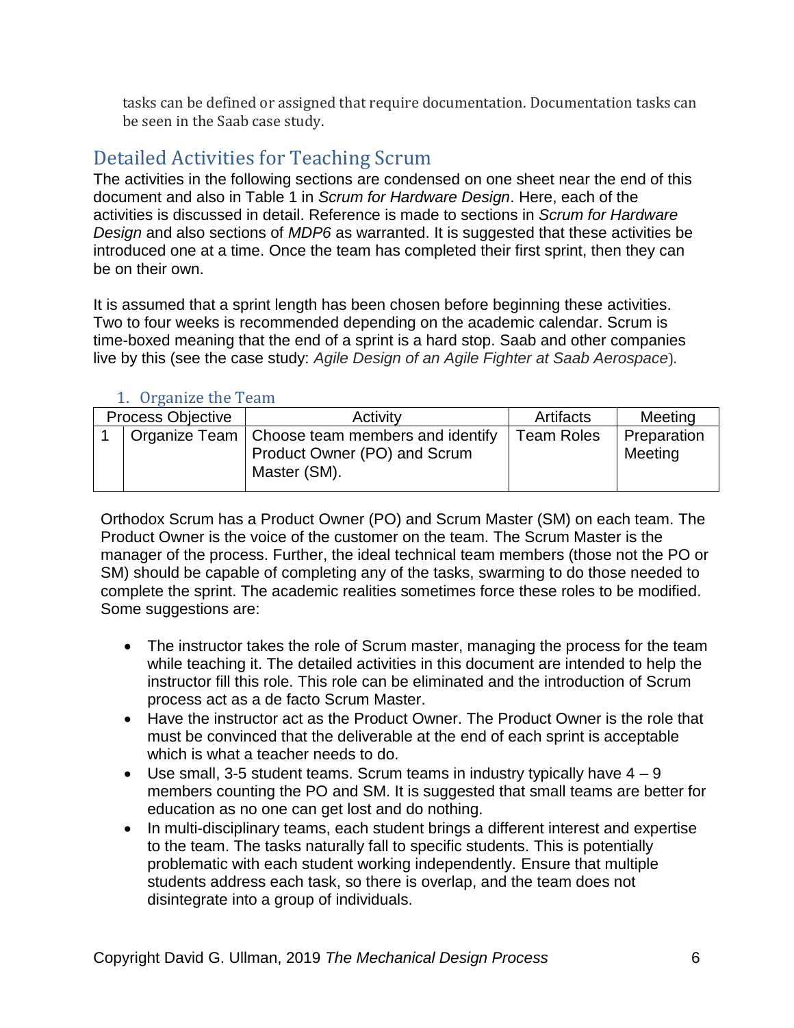tasks can be defined or assigned that require documentation. Documentation tasks can be seen in the Saab case study.

## Detailed Activities for Teaching Scrum

The activities in the following sections are condensed on one sheet near the end of this document and also in Table 1 in *Scrum for Hardware Design*. Here, each of the activities is discussed in detail. Reference is made to sections in *Scrum for Hardware Design* and also sections of *MDP6* as warranted. It is suggested that these activities be introduced one at a time. Once the team has completed their first sprint, then they can be on their own.

It is assumed that a sprint length has been chosen before beginning these activities. Two to four weeks is recommended depending on the academic calendar. Scrum is time-boxed meaning that the end of a sprint is a hard stop. Saab and other companies live by this (see the case study: *Agile Design of an Agile Fighter at Saab Aerospace*).

### 1. Organize the Team

| Process Objective | | Activity | Artifacts | Meeting |
|---|---|---|---|---|
| 1 | Organize Team | Choose team members and identify Product Owner (PO) and Scrum Master (SM). | Team Roles | Preparation Meeting |

Orthodox Scrum has a Product Owner (PO) and Scrum Master (SM) on each team. The Product Owner is the voice of the customer on the team. The Scrum Master is the manager of the process. Further, the ideal technical team members (those not the PO or SM) should be capable of completing any of the tasks, swarming to do those needed to complete the sprint. The academic realities sometimes force these roles to be modified. Some suggestions are:

- The instructor takes the role of Scrum master, managing the process for the team while teaching it. The detailed activities in this document are intended to help the instructor fill this role. This role can be eliminated and the introduction of Scrum process act as a de facto Scrum Master.
- Have the instructor act as the Product Owner. The Product Owner is the role that must be convinced that the deliverable at the end of each sprint is acceptable which is what a teacher needs to do.
- Use small, 3-5 student teams. Scrum teams in industry typically have 4 – 9 members counting the PO and SM. It is suggested that small teams are better for education as no one can get lost and do nothing.
- In multi-disciplinary teams, each student brings a different interest and expertise to the team. The tasks naturally fall to specific students. This is potentially problematic with each student working independently. Ensure that multiple students address each task, so there is overlap, and the team does not disintegrate into a group of individuals.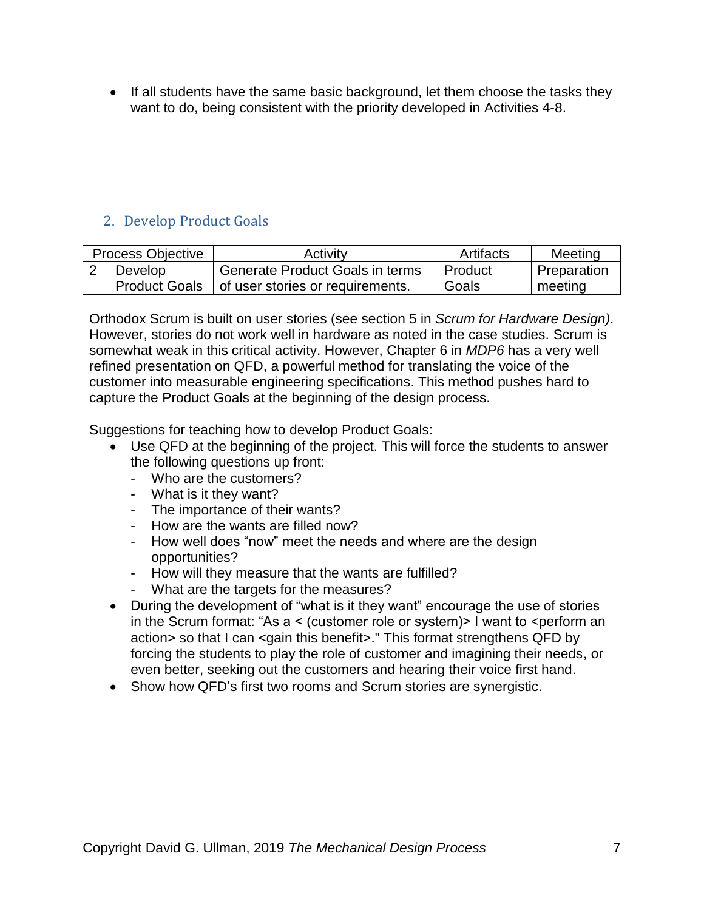- If all students have the same basic background, let them choose the tasks they want to do, being consistent with the priority developed in Activities 4-8.

## 2. Develop Product Goals

| Process Objective | | Activity | Artifacts | Meeting |
|---|---|---|---|---|
| 2 | Develop Product Goals | Generate Product Goals in terms of user stories or requirements. | Product Goals | Preparation meeting |

Orthodox Scrum is built on user stories (see section 5 in *Scrum for Hardware Design)*. However, stories do not work well in hardware as noted in the case studies. Scrum is somewhat weak in this critical activity. However, Chapter 6 in *MDP6* has a very well refined presentation on QFD, a powerful method for translating the voice of the customer into measurable engineering specifications. This method pushes hard to capture the Product Goals at the beginning of the design process.

Suggestions for teaching how to develop Product Goals:

- Use QFD at the beginning of the project. This will force the students to answer the following questions up front:
  - Who are the customers?
  - What is it they want?
  - The importance of their wants?
  - How are the wants are filled now?
  - How well does "now" meet the needs and where are the design opportunities?
  - How will they measure that the wants are fulfilled?
  - What are the targets for the measures?
- During the development of "what is it they want" encourage the use of stories in the Scrum format: "As a < (customer role or system)> I want to <perform an action> so that I can <gain this benefit>." This format strengthens QFD by forcing the students to play the role of customer and imagining their needs, or even better, seeking out the customers and hearing their voice first hand.
- Show how QFD's first two rooms and Scrum stories are synergistic.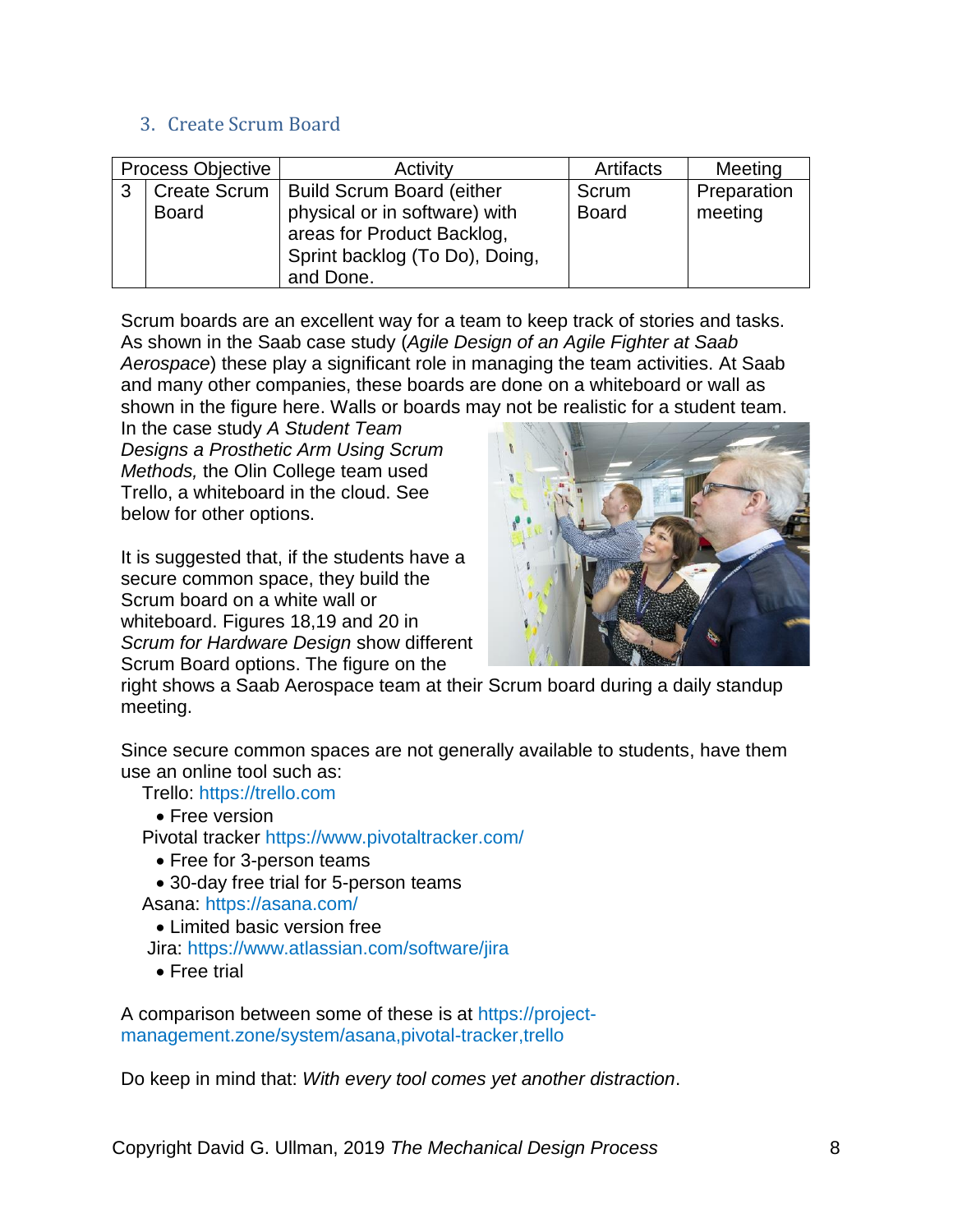### 3. Create Scrum Board

| Process Objective | | Activity | Artifacts | Meeting |
|---|---|---|---|---|
| 3 | Create Scrum Board | Build Scrum Board (either physical or in software) with areas for Product Backlog, Sprint backlog (To Do), Doing, and Done. | Scrum Board | Preparation meeting |

Scrum boards are an excellent way for a team to keep track of stories and tasks. As shown in the Saab case study (*Agile Design of an Agile Fighter at Saab Aerospace*) these play a significant role in managing the team activities. At Saab and many other companies, these boards are done on a whiteboard or wall as shown in the figure here. Walls or boards may not be realistic for a student team. In the case study *A Student Team Designs a Prosthetic Arm Using Scrum Methods,* the Olin College team used Trello, a whiteboard in the cloud. See below for other options.

It is suggested that, if the students have a secure common space, they build the Scrum board on a white wall or whiteboard. Figures 18,19 and 20 in *Scrum for Hardware Design* show different Scrum Board options. The figure on the right shows a Saab Aerospace team at their Scrum board during a daily standup meeting.

Since secure common spaces are not generally available to students, have them use an online tool such as:

Trello: https://trello.com
- Free version

Pivotal tracker https://www.pivotaltracker.com/
- Free for 3-person teams
- 30-day free trial for 5-person teams

Asana: https://asana.com/
- Limited basic version free

Jira: https://www.atlassian.com/software/jira
- Free trial

A comparison between some of these is at https://project-management.zone/system/asana,pivotal-tracker,trello

Do keep in mind that: *With every tool comes yet another distraction*.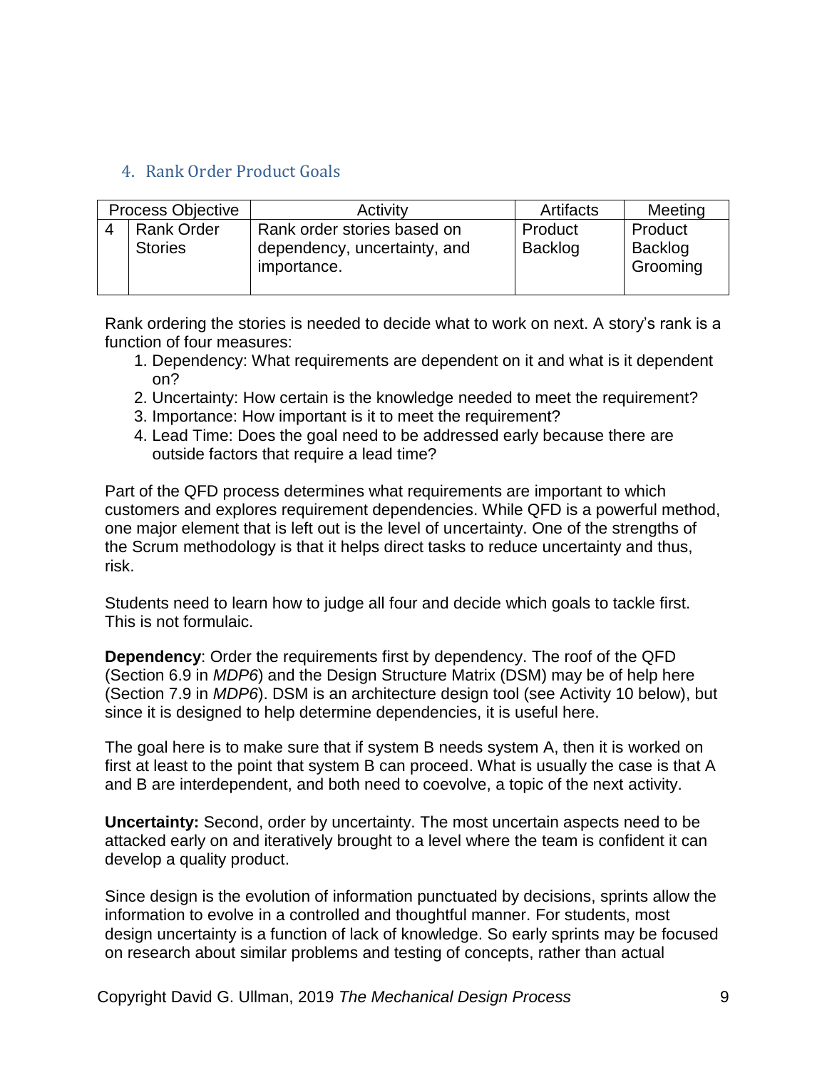## 4. Rank Order Product Goals

| Process Objective | | Activity | Artifacts | Meeting |
|---|---|---|---|---|
| 4 | Rank Order Stories | Rank order stories based on dependency, uncertainty, and importance. | Product Backlog | Product Backlog Grooming |

Rank ordering the stories is needed to decide what to work on next. A story's rank is a function of four measures:

1. Dependency: What requirements are dependent on it and what is it dependent on?
2. Uncertainty: How certain is the knowledge needed to meet the requirement?
3. Importance: How important is it to meet the requirement?
4. Lead Time: Does the goal need to be addressed early because there are outside factors that require a lead time?

Part of the QFD process determines what requirements are important to which customers and explores requirement dependencies. While QFD is a powerful method, one major element that is left out is the level of uncertainty. One of the strengths of the Scrum methodology is that it helps direct tasks to reduce uncertainty and thus, risk.

Students need to learn how to judge all four and decide which goals to tackle first. This is not formulaic.

**Dependency**: Order the requirements first by dependency. The roof of the QFD (Section 6.9 in *MDP6*) and the Design Structure Matrix (DSM) may be of help here (Section 7.9 in *MDP6*). DSM is an architecture design tool (see Activity 10 below), but since it is designed to help determine dependencies, it is useful here.

The goal here is to make sure that if system B needs system A, then it is worked on first at least to the point that system B can proceed. What is usually the case is that A and B are interdependent, and both need to coevolve, a topic of the next activity.

**Uncertainty:** Second, order by uncertainty. The most uncertain aspects need to be attacked early on and iteratively brought to a level where the team is confident it can develop a quality product.

Since design is the evolution of information punctuated by decisions, sprints allow the information to evolve in a controlled and thoughtful manner. For students, most design uncertainty is a function of lack of knowledge. So early sprints may be focused on research about similar problems and testing of concepts, rather than actual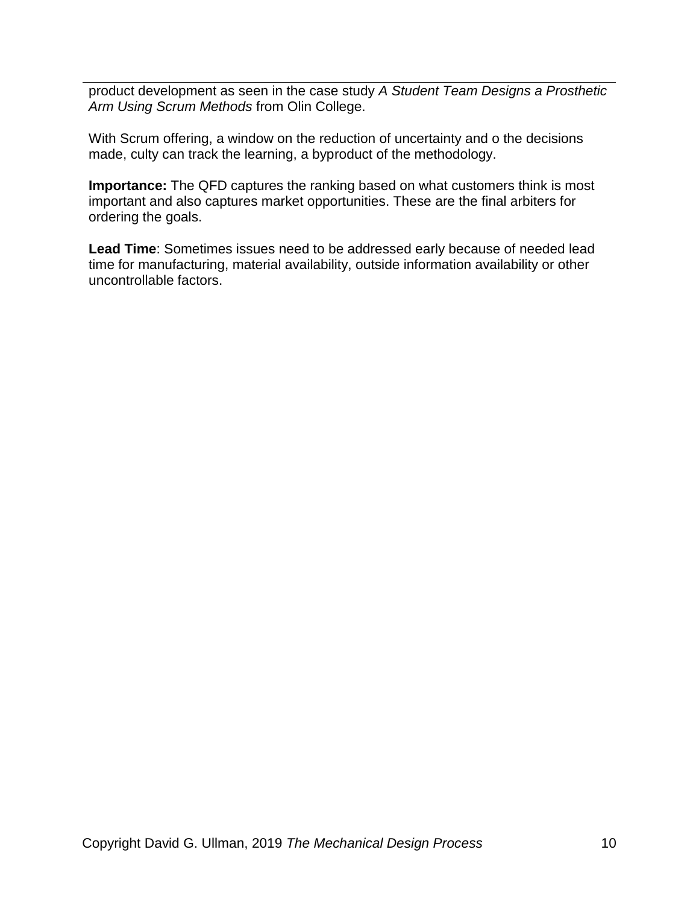product development as seen in the case study *A Student Team Designs a Prosthetic Arm Using Scrum Methods* from Olin College.

With Scrum offering, a window on the reduction of uncertainty and o the decisions made, culty can track the learning, a byproduct of the methodology.

**Importance:** The QFD captures the ranking based on what customers think is most important and also captures market opportunities. These are the final arbiters for ordering the goals.

**Lead Time**: Sometimes issues need to be addressed early because of needed lead time for manufacturing, material availability, outside information availability or other uncontrollable factors.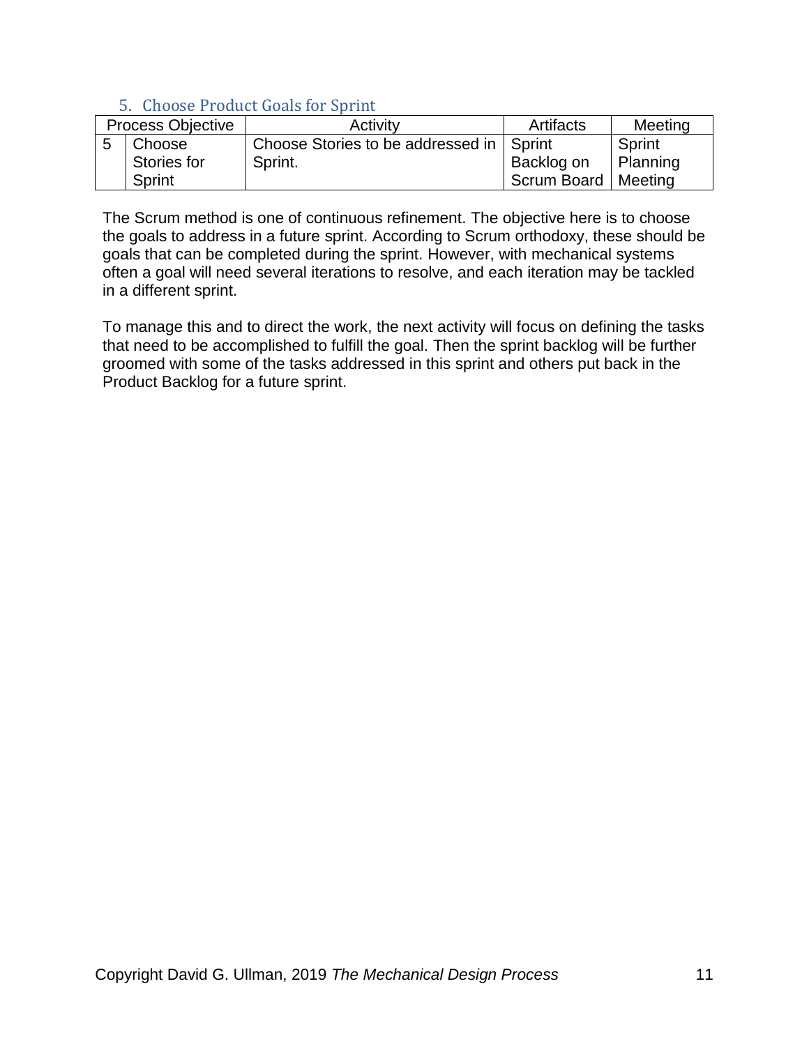## 5. Choose Product Goals for Sprint

| Process Objective | | Activity | Artifacts | Meeting |
|---|---|---|---|---|
| 5 | Choose Stories for Sprint | Choose Stories to be addressed in Sprint. | Sprint Backlog on Scrum Board | Sprint Planning Meeting |

The Scrum method is one of continuous refinement. The objective here is to choose the goals to address in a future sprint. According to Scrum orthodoxy, these should be goals that can be completed during the sprint. However, with mechanical systems often a goal will need several iterations to resolve, and each iteration may be tackled in a different sprint.

To manage this and to direct the work, the next activity will focus on defining the tasks that need to be accomplished to fulfill the goal. Then the sprint backlog will be further groomed with some of the tasks addressed in this sprint and others put back in the Product Backlog for a future sprint.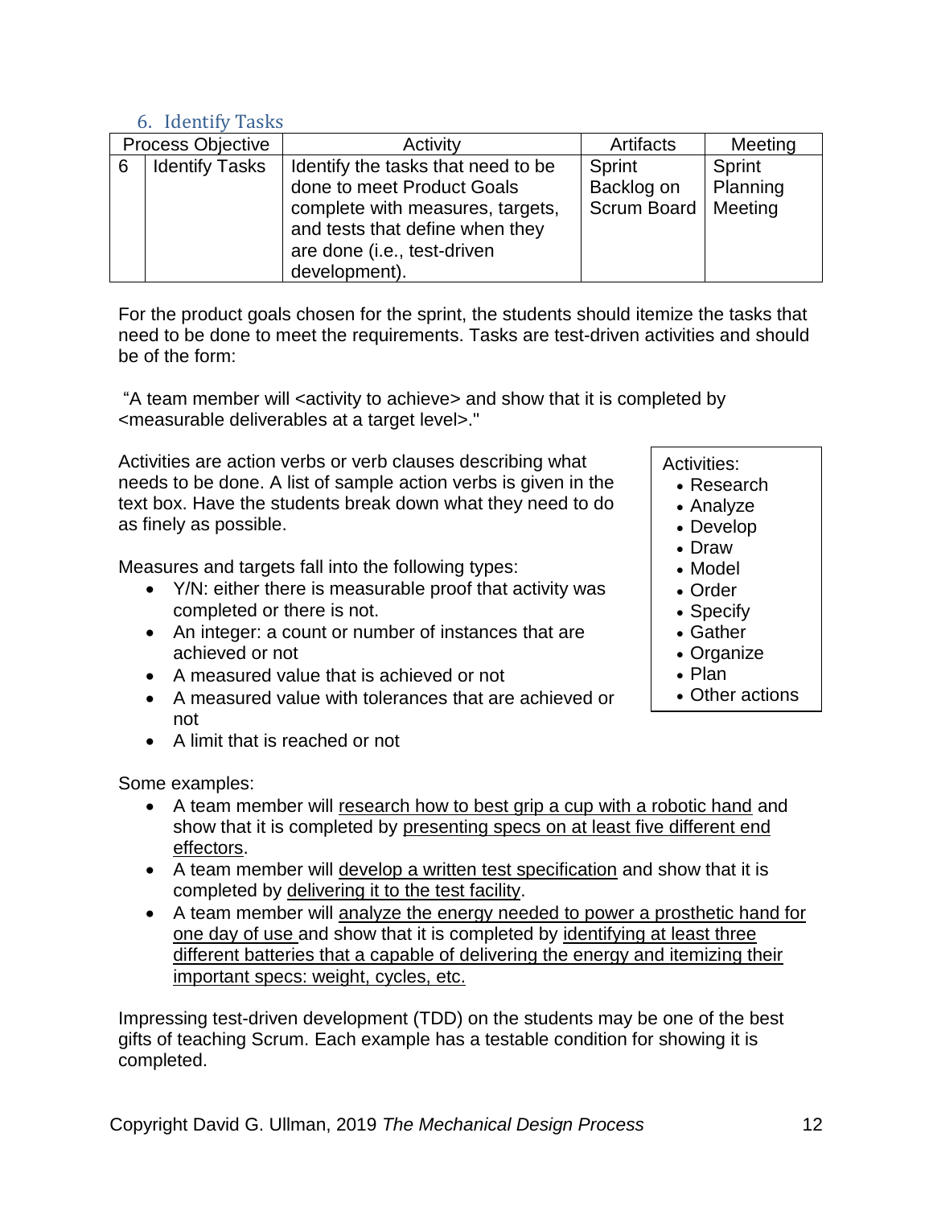## 6. Identify Tasks

| Process Objective | | Activity | Artifacts | Meeting |
|---|---|---|---|---|
| 6 | Identify Tasks | Identify the tasks that need to be done to meet Product Goals complete with measures, targets, and tests that define when they are done (i.e., test-driven development). | Sprint Backlog on Scrum Board | Sprint Planning Meeting |

For the product goals chosen for the sprint, the students should itemize the tasks that need to be done to meet the requirements. Tasks are test-driven activities and should be of the form:

"A team member will <activity to achieve> and show that it is completed by <measurable deliverables at a target level>."

Activities are action verbs or verb clauses describing what needs to be done. A list of sample action verbs is given in the text box. Have the students break down what they need to do as finely as possible.

Activities:
- Research
- Analyze
- Develop
- Draw
- Model
- Order
- Specify
- Gather
- Organize
- Plan
- Other actions

Measures and targets fall into the following types:

- Y/N: either there is measurable proof that activity was completed or there is not.
- An integer: a count or number of instances that are achieved or not
- A measured value that is achieved or not
- A measured value with tolerances that are achieved or not
- A limit that is reached or not

Some examples:

- A team member will research how to best grip a cup with a robotic hand and show that it is completed by presenting specs on at least five different end effectors.
- A team member will develop a written test specification and show that it is completed by delivering it to the test facility.
- A team member will analyze the energy needed to power a prosthetic hand for one day of use and show that it is completed by identifying at least three different batteries that a capable of delivering the energy and itemizing their important specs: weight, cycles, etc.

Impressing test-driven development (TDD) on the students may be one of the best gifts of teaching Scrum. Each example has a testable condition for showing it is completed.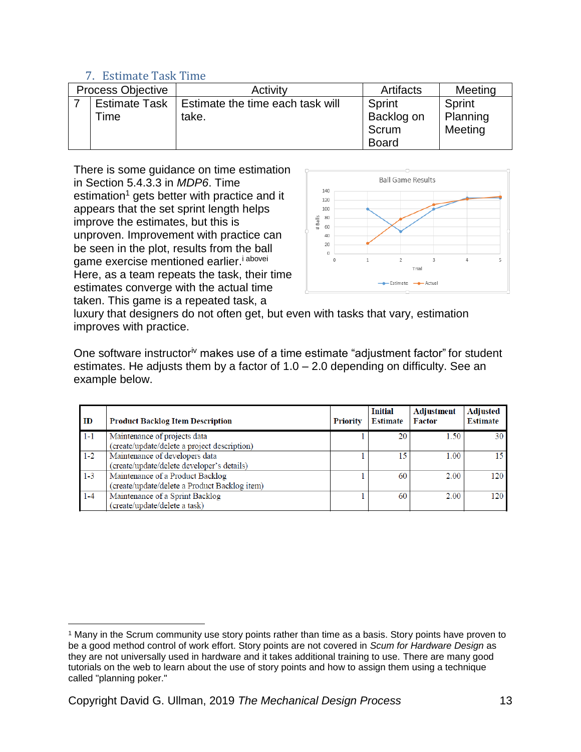## 7. Estimate Task Time

| Process Objective | | Activity | Artifacts | Meeting |
|---|---|---|---|---|
| 7 | Estimate Task Time | Estimate the time each task will take. | Sprint Backlog on Scrum Board | Sprint Planning Meeting |

There is some guidance on time estimation in Section 5.4.3.3 in *MDP6*. Time estimation[1] gets better with practice and it appears that the set sprint length helps improve the estimates, but this is unproven. Improvement with practice can be seen in the plot, results from the ball game exercise mentioned earlier.[i above] Here, as a team repeats the task, their time estimates converge with the actual time taken. This game is a repeated task, a luxury that designers do not often get, but even with tasks that vary, estimation improves with practice.

One software instructor[iv] makes use of a time estimate "adjustment factor" for student estimates. He adjusts them by a factor of 1.0 – 2.0 depending on difficulty. See an example below.

| ID | Product Backlog Item Description | Priority | Initial Estimate | Adjustment Factor | Adjusted Estimate |
|---|---|---|---|---|---|
| 1-1 | Maintenance of projects data (create/update/delete a project description) | 1 | 20 | 1.50 | 30 |
| 1-2 | Maintenance of developers data (create/update/delete developer's details) | 1 | 15 | 1.00 | 15 |
| 1-3 | Maintenance of a Product Backlog (create/update/delete a Product Backlog item) | 1 | 60 | 2.00 | 120 |
| 1-4 | Maintenance of a Sprint Backlog (create/update/delete a task) | 1 | 60 | 2.00 | 120 |

[1] Many in the Scrum community use story points rather than time as a basis. Story points have proven to be a good method control of work effort. Story points are not covered in *Scum for Hardware Design* as they are not universally used in hardware and it takes additional training to use. There are many good tutorials on the web to learn about the use of story points and how to assign them using a technique called "planning poker."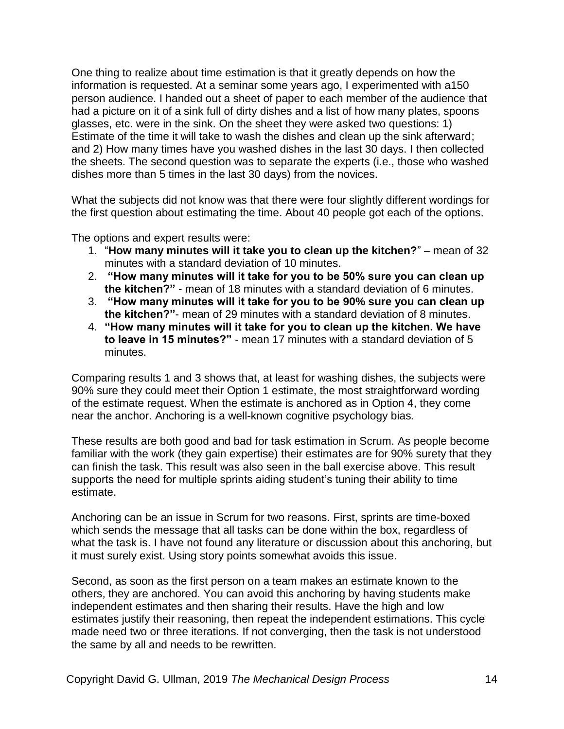One thing to realize about time estimation is that it greatly depends on how the information is requested. At a seminar some years ago, I experimented with a150 person audience. I handed out a sheet of paper to each member of the audience that had a picture on it of a sink full of dirty dishes and a list of how many plates, spoons glasses, etc. were in the sink. On the sheet they were asked two questions: 1) Estimate of the time it will take to wash the dishes and clean up the sink afterward; and 2) How many times have you washed dishes in the last 30 days. I then collected the sheets. The second question was to separate the experts (i.e., those who washed dishes more than 5 times in the last 30 days) from the novices.

What the subjects did not know was that there were four slightly different wordings for the first question about estimating the time. About 40 people got each of the options.

The options and expert results were:

1. "**How many minutes will it take you to clean up the kitchen?**" – mean of 32 minutes with a standard deviation of 10 minutes.
2. **"How many minutes will it take for you to be 50% sure you can clean up the kitchen?"** - mean of 18 minutes with a standard deviation of 6 minutes.
3. **"How many minutes will it take for you to be 90% sure you can clean up the kitchen?"**- mean of 29 minutes with a standard deviation of 8 minutes.
4. **"How many minutes will it take for you to clean up the kitchen. We have to leave in 15 minutes?"** - mean 17 minutes with a standard deviation of 5 minutes.

Comparing results 1 and 3 shows that, at least for washing dishes, the subjects were 90% sure they could meet their Option 1 estimate, the most straightforward wording of the estimate request. When the estimate is anchored as in Option 4, they come near the anchor. Anchoring is a well-known cognitive psychology bias.

These results are both good and bad for task estimation in Scrum. As people become familiar with the work (they gain expertise) their estimates are for 90% surety that they can finish the task. This result was also seen in the ball exercise above. This result supports the need for multiple sprints aiding student's tuning their ability to time estimate.

Anchoring can be an issue in Scrum for two reasons. First, sprints are time-boxed which sends the message that all tasks can be done within the box, regardless of what the task is. I have not found any literature or discussion about this anchoring, but it must surely exist. Using story points somewhat avoids this issue.

Second, as soon as the first person on a team makes an estimate known to the others, they are anchored. You can avoid this anchoring by having students make independent estimates and then sharing their results. Have the high and low estimates justify their reasoning, then repeat the independent estimations. This cycle made need two or three iterations. If not converging, then the task is not understood the same by all and needs to be rewritten.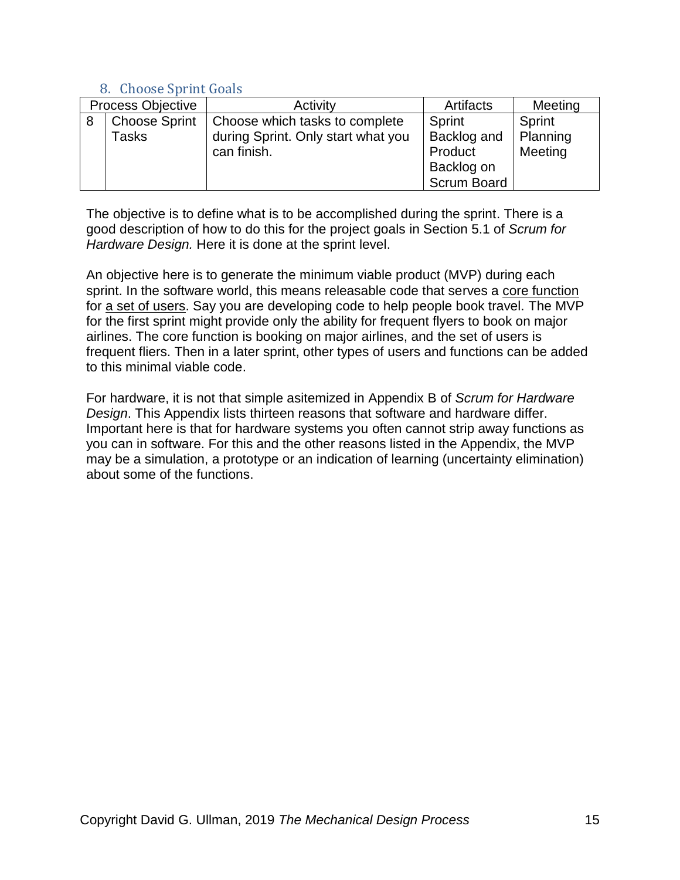### 8. Choose Sprint Goals

| Process Objective | | Activity | Artifacts | Meeting |
|---|---|---|---|---|
| 8 | Choose Sprint Tasks | Choose which tasks to complete during Sprint. Only start what you can finish. | Sprint Backlog and Product Backlog on Scrum Board | Sprint Planning Meeting |

The objective is to define what is to be accomplished during the sprint. There is a good description of how to do this for the project goals in Section 5.1 of *Scrum for Hardware Design.* Here it is done at the sprint level.

An objective here is to generate the minimum viable product (MVP) during each sprint. In the software world, this means releasable code that serves a <u>core function</u> for <u>a set of users</u>. Say you are developing code to help people book travel. The MVP for the first sprint might provide only the ability for frequent flyers to book on major airlines. The core function is booking on major airlines, and the set of users is frequent fliers. Then in a later sprint, other types of users and functions can be added to this minimal viable code.

For hardware, it is not that simple asitemized in Appendix B of *Scrum for Hardware Design*. This Appendix lists thirteen reasons that software and hardware differ. Important here is that for hardware systems you often cannot strip away functions as you can in software. For this and the other reasons listed in the Appendix, the MVP may be a simulation, a prototype or an indication of learning (uncertainty elimination) about some of the functions.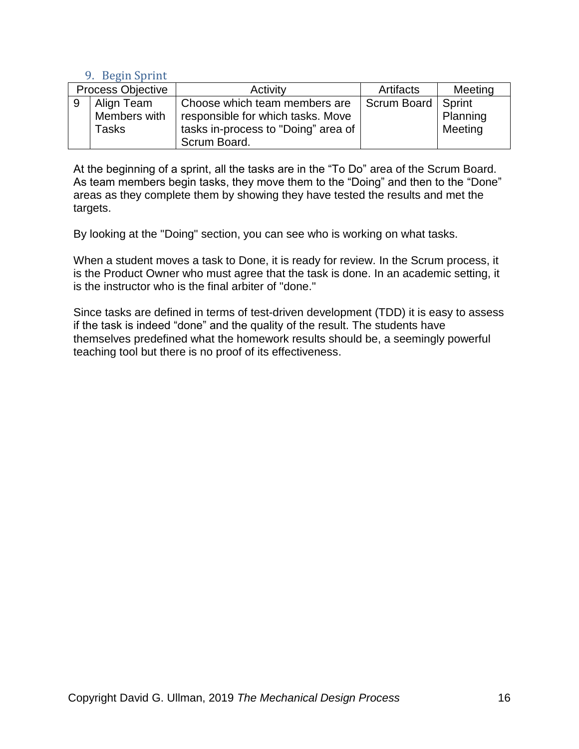## 9. Begin Sprint

| Process Objective | | Activity | Artifacts | Meeting |
|---|---|---|---|---|
| 9 | Align Team Members with Tasks | Choose which team members are responsible for which tasks. Move tasks in-process to "Doing" area of Scrum Board. | Scrum Board | Sprint Planning Meeting |

At the beginning of a sprint, all the tasks are in the “To Do” area of the Scrum Board. As team members begin tasks, they move them to the “Doing” and then to the “Done” areas as they complete them by showing they have tested the results and met the targets.

By looking at the "Doing" section, you can see who is working on what tasks.

When a student moves a task to Done, it is ready for review. In the Scrum process, it is the Product Owner who must agree that the task is done. In an academic setting, it is the instructor who is the final arbiter of "done."

Since tasks are defined in terms of test-driven development (TDD) it is easy to assess if the task is indeed “done” and the quality of the result. The students have themselves predefined what the homework results should be, a seemingly powerful teaching tool but there is no proof of its effectiveness.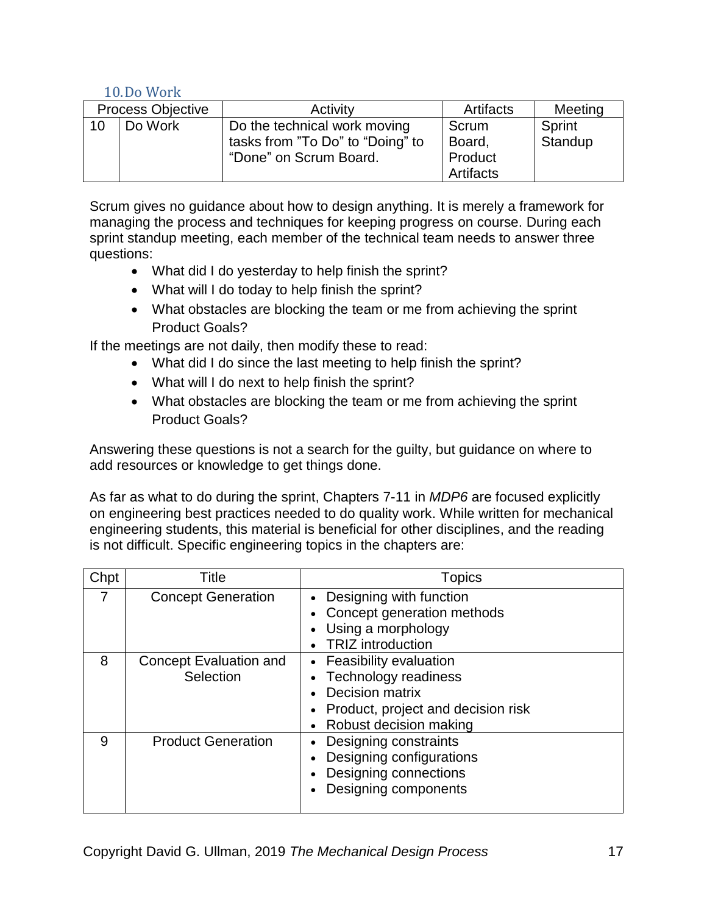### 10. Do Work

| Process Objective | | Activity | Artifacts | Meeting |
|---|---|---|---|---|
| 10 | Do Work | Do the technical work moving tasks from "To Do" to "Doing" to "Done" on Scrum Board. | Scrum Board, Product Artifacts | Sprint Standup |

Scrum gives no guidance about how to design anything. It is merely a framework for managing the process and techniques for keeping progress on course. During each sprint standup meeting, each member of the technical team needs to answer three questions:

- What did I do yesterday to help finish the sprint?
- What will I do today to help finish the sprint?
- What obstacles are blocking the team or me from achieving the sprint Product Goals?

If the meetings are not daily, then modify these to read:

- What did I do since the last meeting to help finish the sprint?
- What will I do next to help finish the sprint?
- What obstacles are blocking the team or me from achieving the sprint Product Goals?

Answering these questions is not a search for the guilty, but guidance on where to add resources or knowledge to get things done.

As far as what to do during the sprint, Chapters 7-11 in *MDP6* are focused explicitly on engineering best practices needed to do quality work. While written for mechanical engineering students, this material is beneficial for other disciplines, and the reading is not difficult. Specific engineering topics in the chapters are:

| Chpt | Title | Topics |
|---|---|---|
| 7 | Concept Generation | • Designing with function<br>• Concept generation methods<br>• Using a morphology<br>• TRIZ introduction |
| 8 | Concept Evaluation and Selection | • Feasibility evaluation<br>• Technology readiness<br>• Decision matrix<br>• Product, project and decision risk<br>• Robust decision making |
| 9 | Product Generation | • Designing constraints<br>• Designing configurations<br>• Designing connections<br>• Designing components |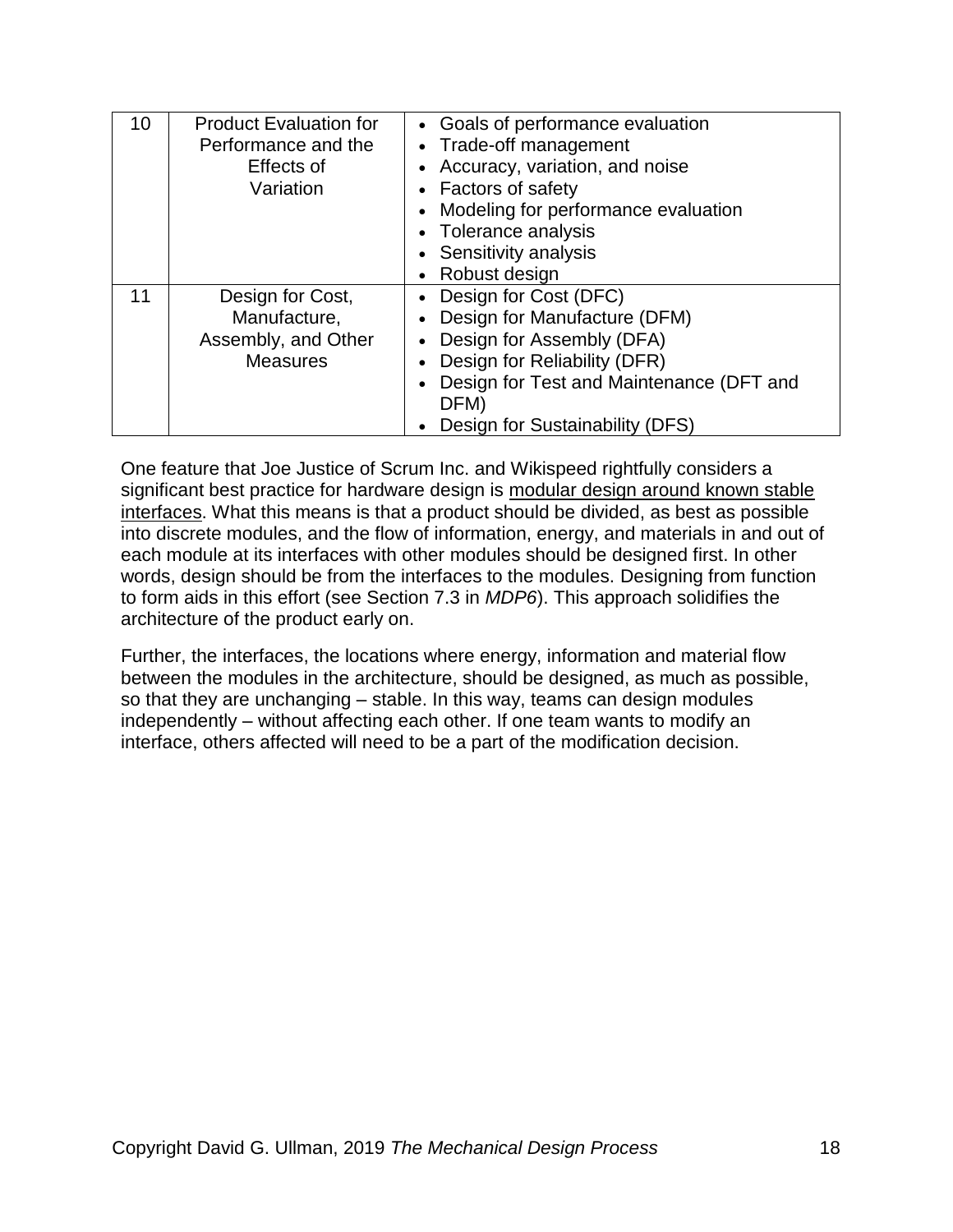| | | |
|---|---|---|
| 10 | Product Evaluation for Performance and the Effects of Variation | • Goals of performance evaluation<br>• Trade-off management<br>• Accuracy, variation, and noise<br>• Factors of safety<br>• Modeling for performance evaluation<br>• Tolerance analysis<br>• Sensitivity analysis<br>• Robust design |
| 11 | Design for Cost, Manufacture, Assembly, and Other Measures | • Design for Cost (DFC)<br>• Design for Manufacture (DFM)<br>• Design for Assembly (DFA)<br>• Design for Reliability (DFR)<br>• Design for Test and Maintenance (DFT and DFM)<br>• Design for Sustainability (DFS) |

One feature that Joe Justice of Scrum Inc. and Wikispeed rightfully considers a significant best practice for hardware design is <u>modular design around known stable interfaces</u>. What this means is that a product should be divided, as best as possible into discrete modules, and the flow of information, energy, and materials in and out of each module at its interfaces with other modules should be designed first. In other words, design should be from the interfaces to the modules. Designing from function to form aids in this effort (see Section 7.3 in *MDP6*). This approach solidifies the architecture of the product early on.

Further, the interfaces, the locations where energy, information and material flow between the modules in the architecture, should be designed, as much as possible, so that they are unchanging – stable. In this way, teams can design modules independently – without affecting each other. If one team wants to modify an interface, others affected will need to be a part of the modification decision.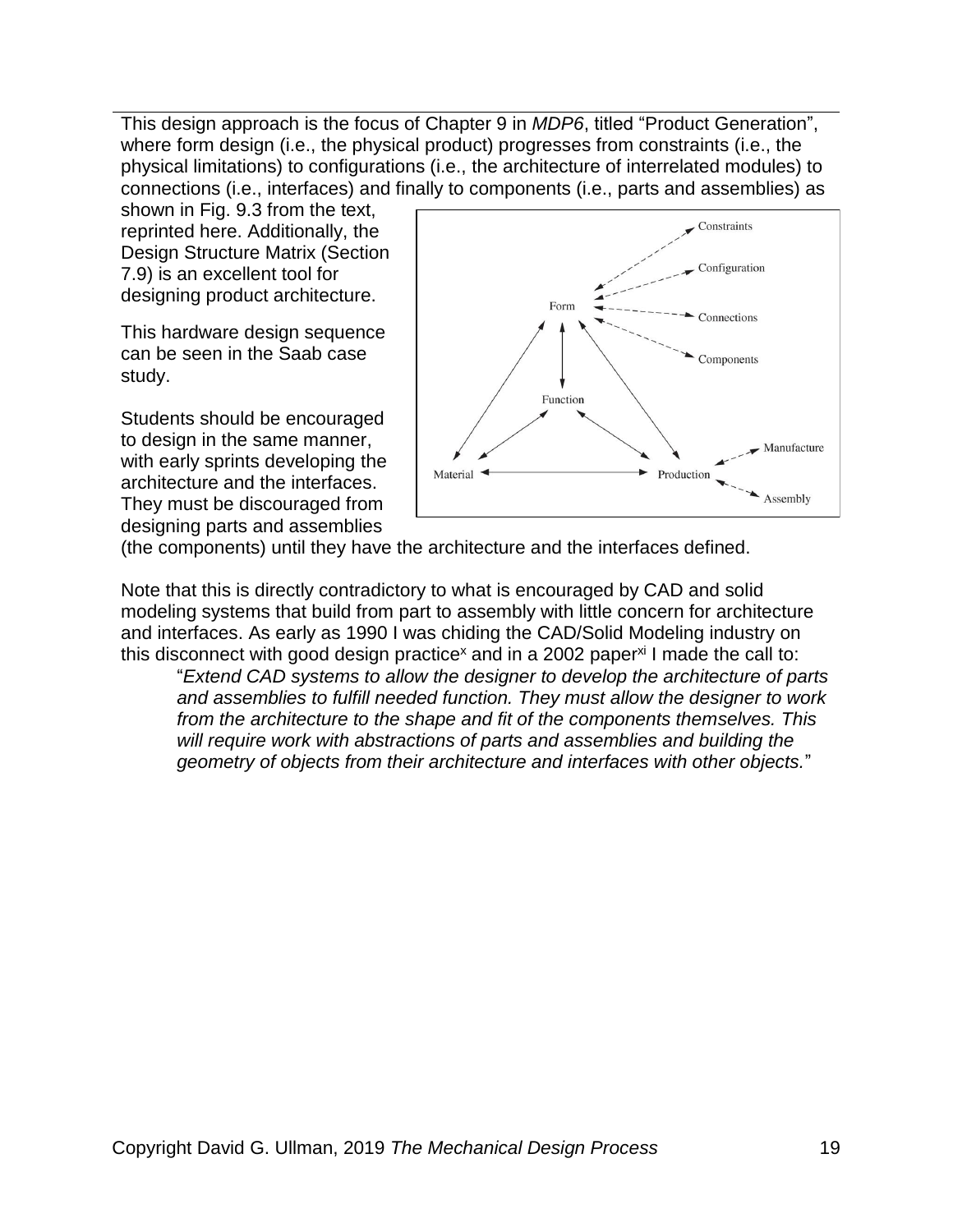This design approach is the focus of Chapter 9 in *MDP6*, titled “Product Generation”, where form design (i.e., the physical product) progresses from constraints (i.e., the physical limitations) to configurations (i.e., the architecture of interrelated modules) to connections (i.e., interfaces) and finally to components (i.e., parts and assemblies) as shown in Fig. 9.3 from the text, reprinted here. Additionally, the Design Structure Matrix (Section 7.9) is an excellent tool for designing product architecture.

This hardware design sequence can be seen in the Saab case study.

Students should be encouraged to design in the same manner, with early sprints developing the architecture and the interfaces. They must be discouraged from designing parts and assemblies (the components) until they have the architecture and the interfaces defined.

Note that this is directly contradictory to what is encouraged by CAD and solid modeling systems that build from part to assembly with little concern for architecture and interfaces. As early as 1990 I was chiding the CAD/Solid Modeling industry on this disconnect with good design practice[x] and in a 2002 paper[xi] I made the call to:

> “*Extend CAD systems to allow the designer to develop the architecture of parts and assemblies to fulfill needed function. They must allow the designer to work from the architecture to the shape and fit of the components themselves. This will require work with abstractions of parts and assemblies and building the geometry of objects from their architecture and interfaces with other objects.*”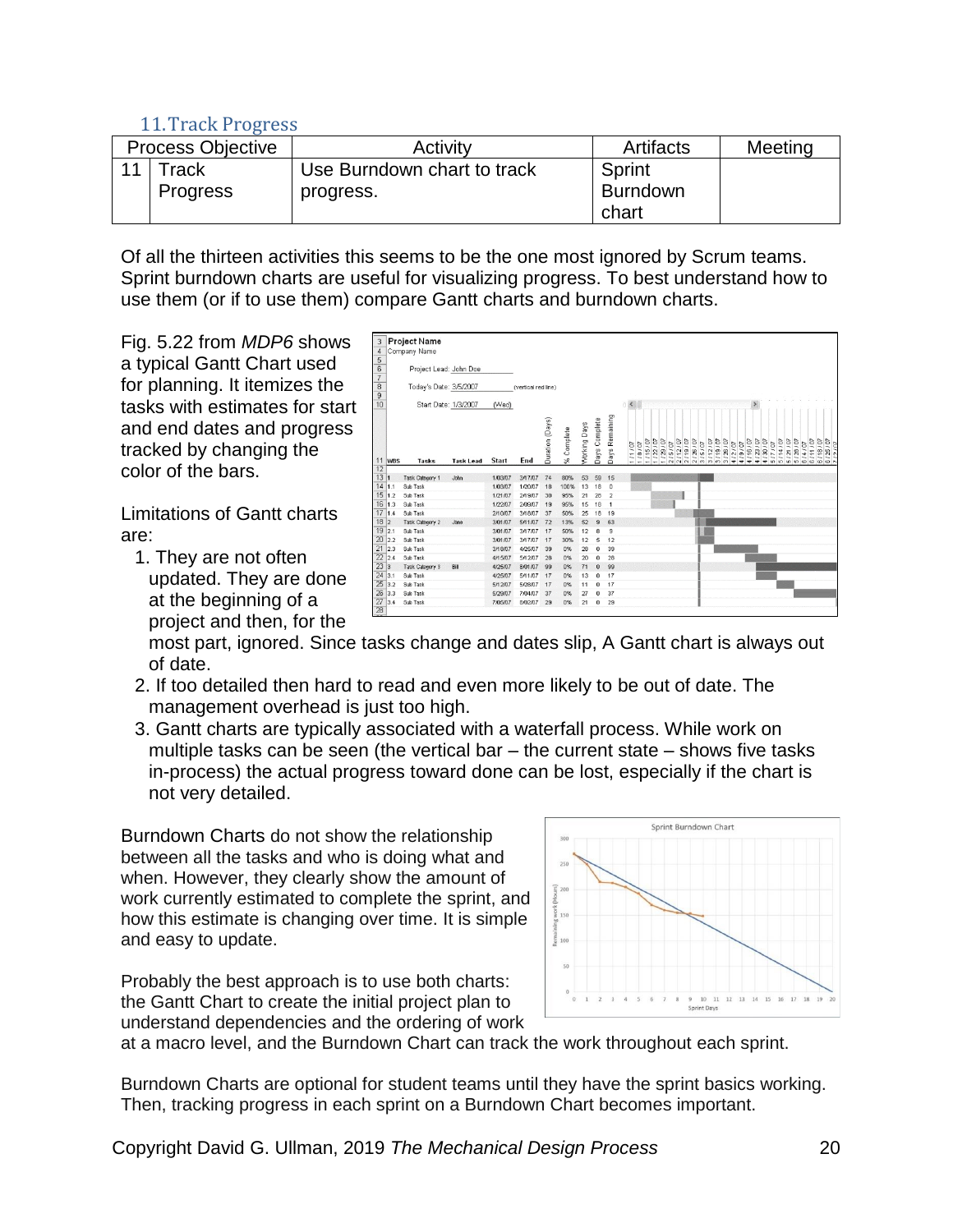## 11. Track Progress

| Process Objective | | Activity | Artifacts | Meeting |
|---|---|---|---|---|
| 11 | Track Progress | Use Burndown chart to track progress. | Sprint Burndown chart | |

Of all the thirteen activities this seems to be the one most ignored by Scrum teams. Sprint burndown charts are useful for visualizing progress. To best understand how to use them (or if to use them) compare Gantt charts and burndown charts.

Fig. 5.22 from *MDP6* shows a typical Gantt Chart used for planning. It itemizes the tasks with estimates for start and end dates and progress tracked by changing the color of the bars.

Limitations of Gantt charts are:

1. They are not often updated. They are done at the beginning of a project and then, for the most part, ignored. Since tasks change and dates slip, A Gantt chart is always out of date.
2. If too detailed then hard to read and even more likely to be out of date. The management overhead is just too high.
3. Gantt charts are typically associated with a waterfall process. While work on multiple tasks can be seen (the vertical bar – the current state – shows five tasks in-process) the actual progress toward done can be lost, especially if the chart is not very detailed.

Burndown Charts do not show the relationship between all the tasks and who is doing what and when. However, they clearly show the amount of work currently estimated to complete the sprint, and how this estimate is changing over time. It is simple and easy to update.

Probably the best approach is to use both charts: the Gantt Chart to create the initial project plan to understand dependencies and the ordering of work at a macro level, and the Burndown Chart can track the work throughout each sprint.

Burndown Charts are optional for student teams until they have the sprint basics working. Then, tracking progress in each sprint on a Burndown Chart becomes important.

Copyright David G. Ullman, 2019 *The Mechanical Design Process*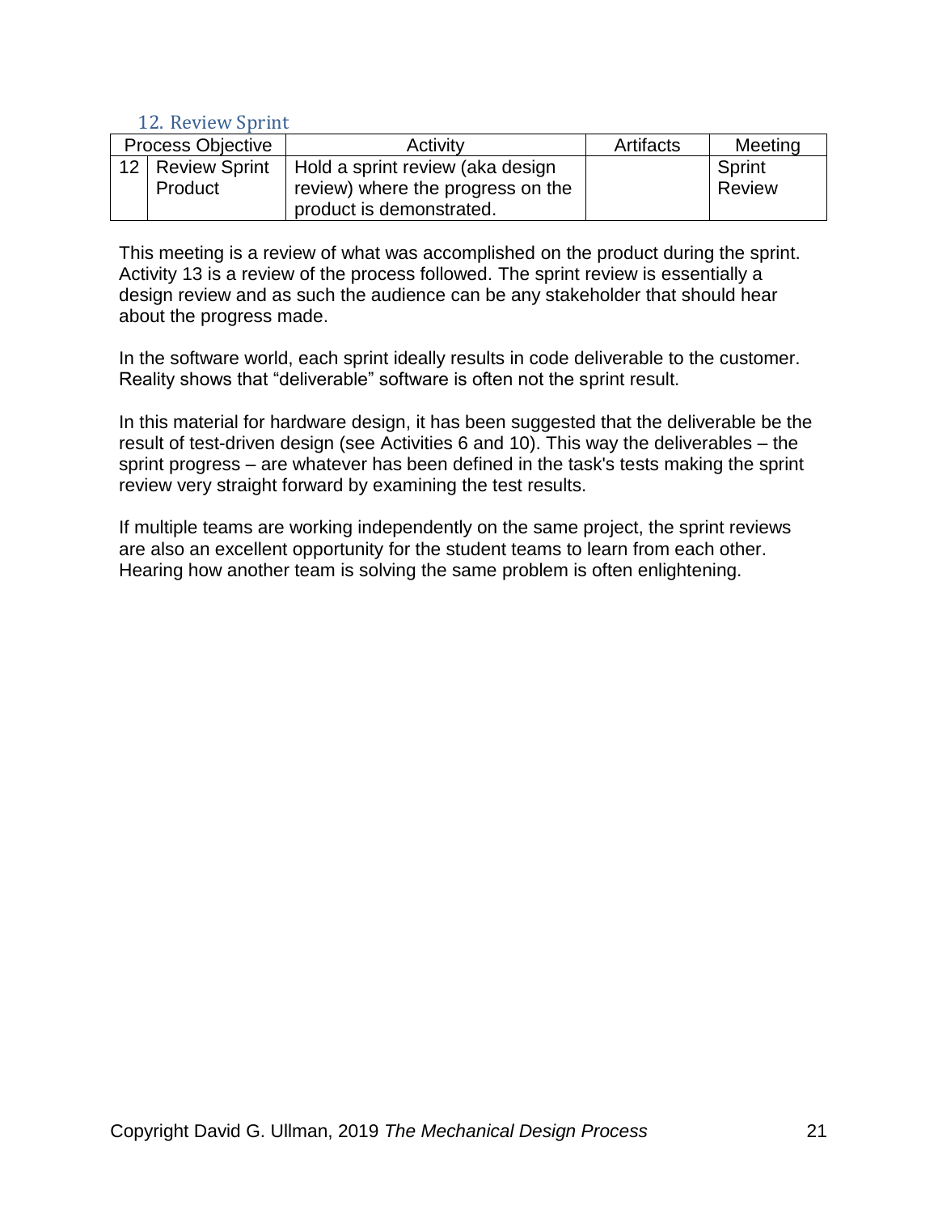### 12. Review Sprint

| Process Objective | | Activity | Artifacts | Meeting |
|---|---|---|---|---|
| 12 | Review Sprint Product | Hold a sprint review (aka design review) where the progress on the product is demonstrated. | | Sprint Review |

This meeting is a review of what was accomplished on the product during the sprint. Activity 13 is a review of the process followed. The sprint review is essentially a design review and as such the audience can be any stakeholder that should hear about the progress made.

In the software world, each sprint ideally results in code deliverable to the customer. Reality shows that "deliverable" software is often not the sprint result.

In this material for hardware design, it has been suggested that the deliverable be the result of test-driven design (see Activities 6 and 10). This way the deliverables – the sprint progress – are whatever has been defined in the task's tests making the sprint review very straight forward by examining the test results.

If multiple teams are working independently on the same project, the sprint reviews are also an excellent opportunity for the student teams to learn from each other. Hearing how another team is solving the same problem is often enlightening.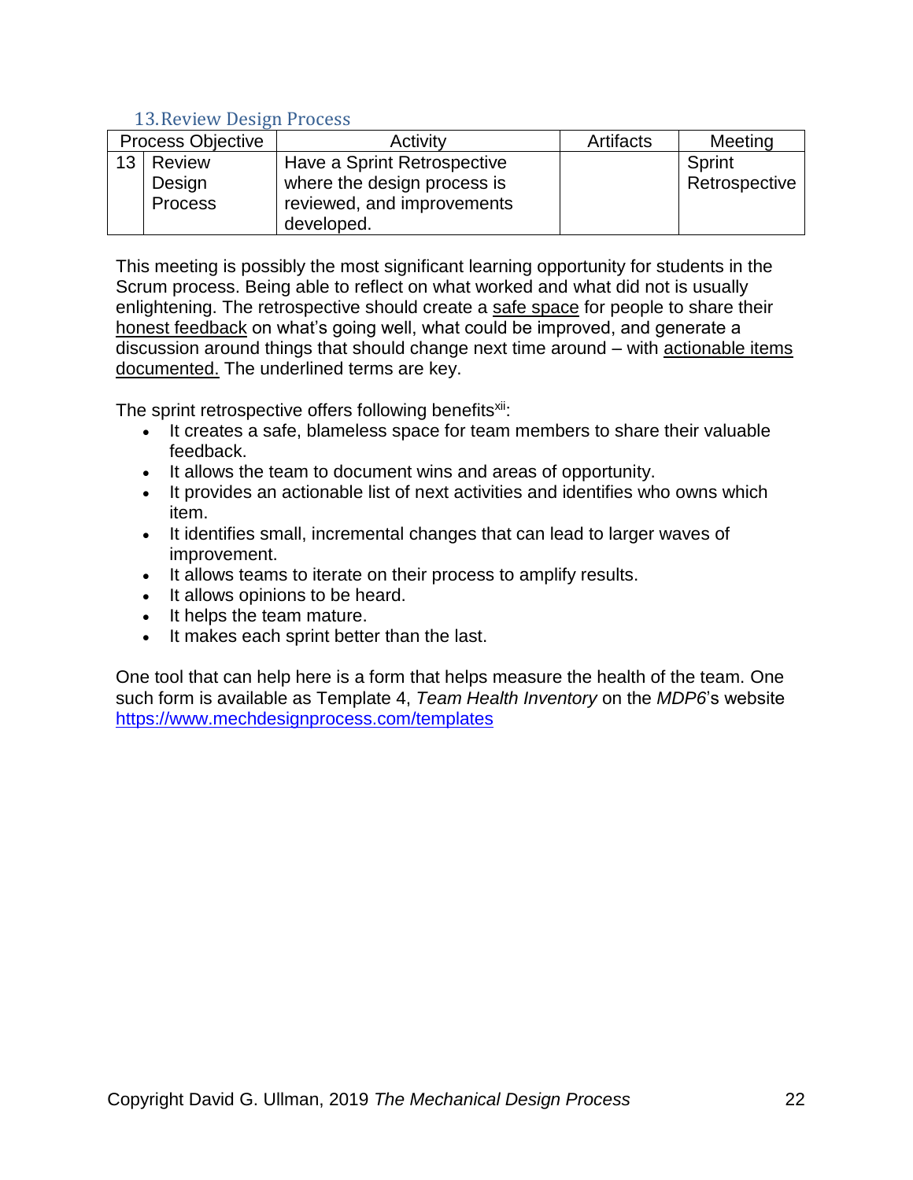### 13. Review Design Process

| Process Objective | | Activity | Artifacts | Meeting |
|---|---|---|---|---|
| 13 | Review Design Process | Have a Sprint Retrospective where the design process is reviewed, and improvements developed. | | Sprint Retrospective |

This meeting is possibly the most significant learning opportunity for students in the Scrum process. Being able to reflect on what worked and what did not is usually enlightening. The retrospective should create a <u>safe space</u> for people to share their <u>honest feedback</u> on what's going well, what could be improved, and generate a discussion around things that should change next time around – with <u>actionable items documented.</u> The underlined terms are key.

The sprint retrospective offers following benefits[xii]:

- It creates a safe, blameless space for team members to share their valuable feedback.
- It allows the team to document wins and areas of opportunity.
- It provides an actionable list of next activities and identifies who owns which item.
- It identifies small, incremental changes that can lead to larger waves of improvement.
- It allows teams to iterate on their process to amplify results.
- It allows opinions to be heard.
- It helps the team mature.
- It makes each sprint better than the last.

One tool that can help here is a form that helps measure the health of the team. One such form is available as Template 4, *Team Health Inventory* on the *MDP6*'s website https://www.mechdesignprocess.com/templates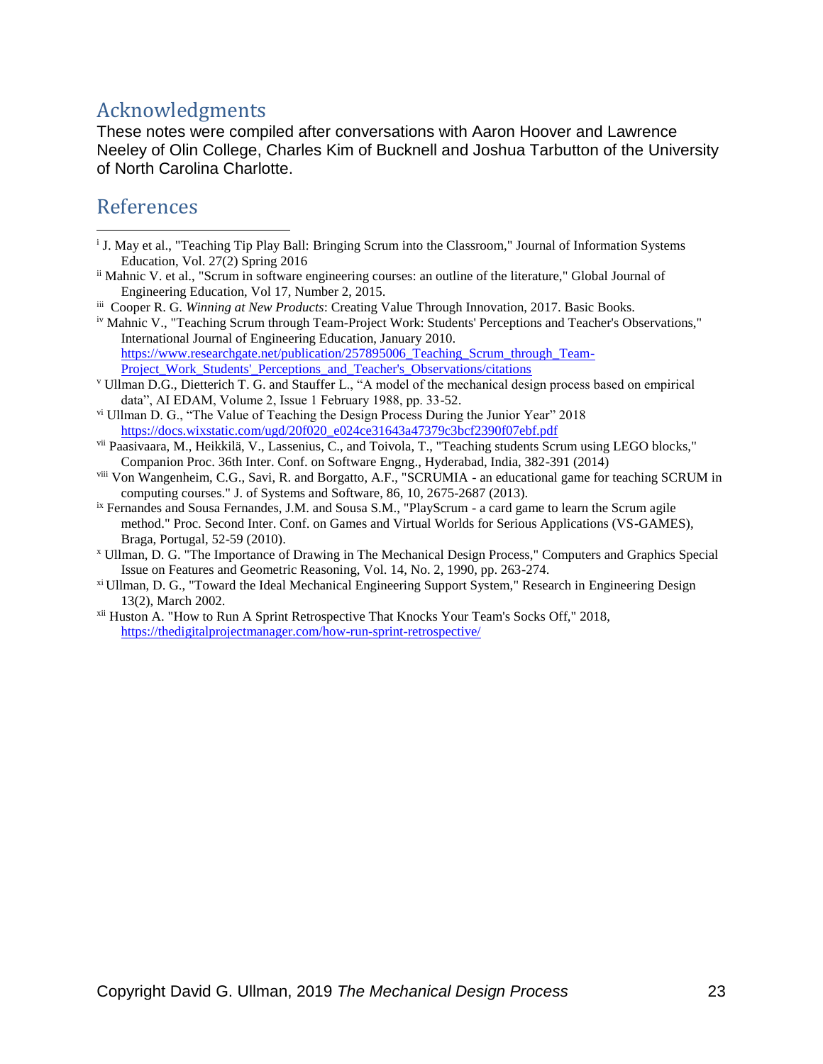## Acknowledgments

These notes were compiled after conversations with Aaron Hoover and Lawrence Neeley of Olin College, Charles Kim of Bucknell and Joshua Tarbutton of the University of North Carolina Charlotte.

## References

[i] J. May et al., "Teaching Tip Play Ball: Bringing Scrum into the Classroom," Journal of Information Systems Education, Vol. 27(2) Spring 2016

[ii] Mahnic V. et al., "Scrum in software engineering courses: an outline of the literature," Global Journal of Engineering Education, Vol 17, Number 2, 2015.

[iii] Cooper R. G. *Winning at New Products*: Creating Value Through Innovation, 2017. Basic Books.

[iv] Mahnic V., "Teaching Scrum through Team-Project Work: Students' Perceptions and Teacher's Observations," International Journal of Engineering Education, January 2010. https://www.researchgate.net/publication/257895006_Teaching_Scrum_through_Team-Project_Work_Students'_Perceptions_and_Teacher's_Observations/citations

[v] Ullman D.G., Dietterich T. G. and Stauffer L., "A model of the mechanical design process based on empirical data", AI EDAM, Volume 2, Issue 1 February 1988, pp. 33-52.

[vi] Ullman D. G., "The Value of Teaching the Design Process During the Junior Year" 2018 https://docs.wixstatic.com/ugd/20f020_e024ce31643a47379c3bcf2390f07ebf.pdf

[vii] Paasivaara, M., Heikkilä, V., Lassenius, C., and Toivola, T., "Teaching students Scrum using LEGO blocks," Companion Proc. 36th Inter. Conf. on Software Engng., Hyderabad, India, 382-391 (2014)

[viii] Von Wangenheim, C.G., Savi, R. and Borgatto, A.F., "SCRUMIA - an educational game for teaching SCRUM in computing courses." J. of Systems and Software, 86, 10, 2675-2687 (2013).

[ix] Fernandes and Sousa Fernandes, J.M. and Sousa S.M., "PlayScrum - a card game to learn the Scrum agile method." Proc. Second Inter. Conf. on Games and Virtual Worlds for Serious Applications (VS-GAMES), Braga, Portugal, 52-59 (2010).

[x] Ullman, D. G. "The Importance of Drawing in The Mechanical Design Process," Computers and Graphics Special Issue on Features and Geometric Reasoning, Vol. 14, No. 2, 1990, pp. 263-274.

[xi] Ullman, D. G., "Toward the Ideal Mechanical Engineering Support System," Research in Engineering Design 13(2), March 2002.

[xii] Huston A. "How to Run A Sprint Retrospective That Knocks Your Team's Socks Off," 2018, https://thedigitalprojectmanager.com/how-run-sprint-retrospective/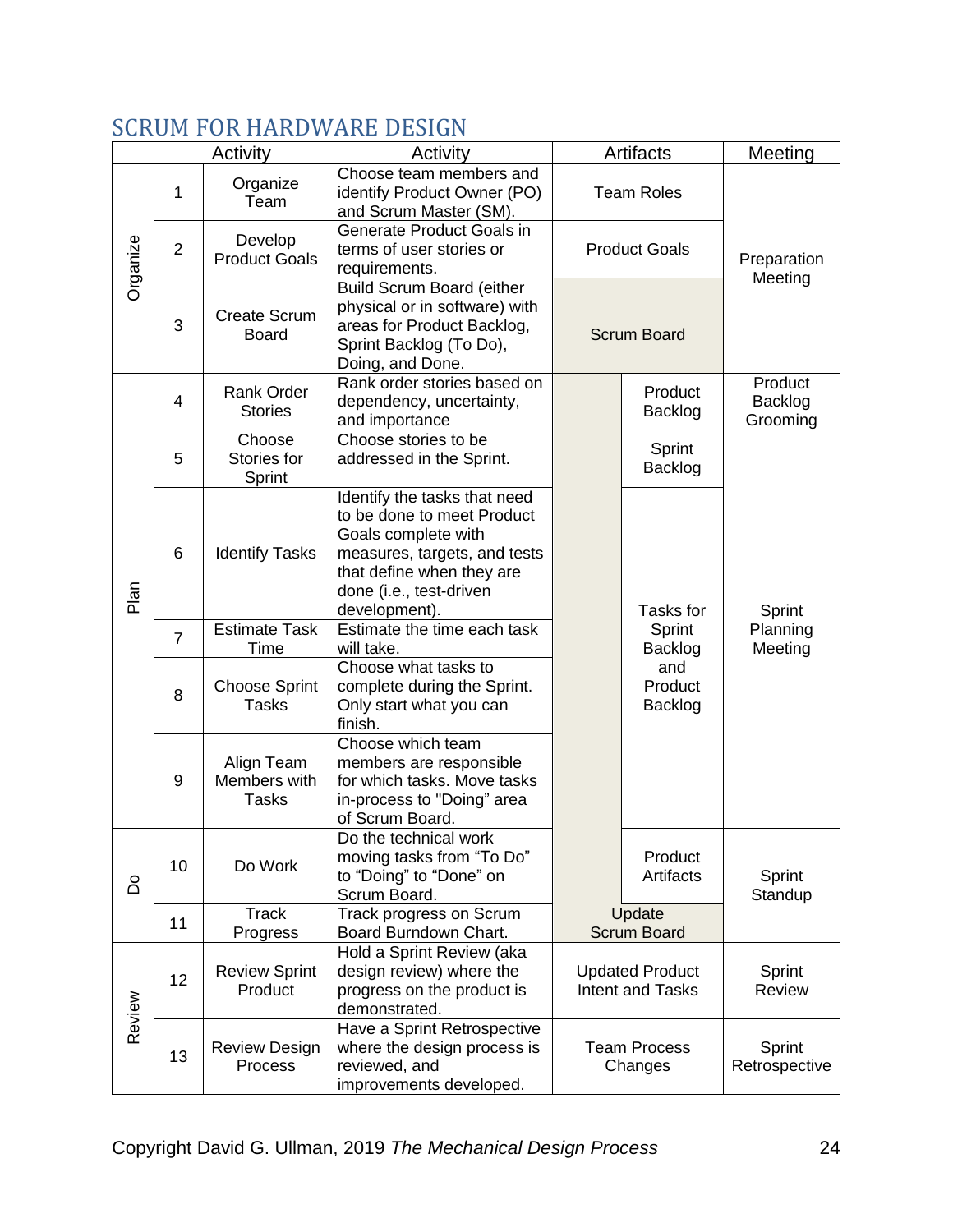## SCRUM FOR HARDWARE DESIGN

| | Activity | | Activity | Artifacts | | Meeting |
|---|---|---|---|---|---|---|
| Organize | 1 | Organize Team | Choose team members and identify Product Owner (PO) and Scrum Master (SM). | Team Roles | | Preparation Meeting |
| | 2 | Develop Product Goals | Generate Product Goals in terms of user stories or requirements. | Product Goals | | |
| | 3 | Create Scrum Board | Build Scrum Board (either physical or in software) with areas for Product Backlog, Sprint Backlog (To Do), Doing, and Done. | Scrum Board | | |
| Plan | 4 | Rank Order Stories | Rank order stories based on dependency, uncertainty, and importance | | Product Backlog | Product Backlog Grooming |
| | 5 | Choose Stories for Sprint | Choose stories to be addressed in the Sprint. | | Sprint Backlog | Sprint Planning Meeting |
| | 6 | Identify Tasks | Identify the tasks that need to be done to meet Product Goals complete with measures, targets, and tests that define when they are done (i.e., test-driven development). | | Tasks for Sprint Backlog and Product Backlog | |
| | 7 | Estimate Task Time | Estimate the time each task will take. | | | |
| | 8 | Choose Sprint Tasks | Choose what tasks to complete during the Sprint. Only start what you can finish. | | | |
| | 9 | Align Team Members with Tasks | Choose which team members are responsible for which tasks. Move tasks in-process to "Doing" area of Scrum Board. | | | |
| Do | 10 | Do Work | Do the technical work moving tasks from "To Do" to "Doing" to "Done" on Scrum Board. | | Product Artifacts | Sprint Standup |
| | 11 | Track Progress | Track progress on Scrum Board Burndown Chart. | Update Scrum Board | | |
| Review | 12 | Review Sprint Product | Hold a Sprint Review (aka design review) where the progress on the product is demonstrated. | Updated Product Intent and Tasks | | Sprint Review |
| | 13 | Review Design Process | Have a Sprint Retrospective where the design process is reviewed, and improvements developed. | Team Process Changes | | Sprint Retrospective |

Copyright David G. Ullman, 2019 *The Mechanical Design Process*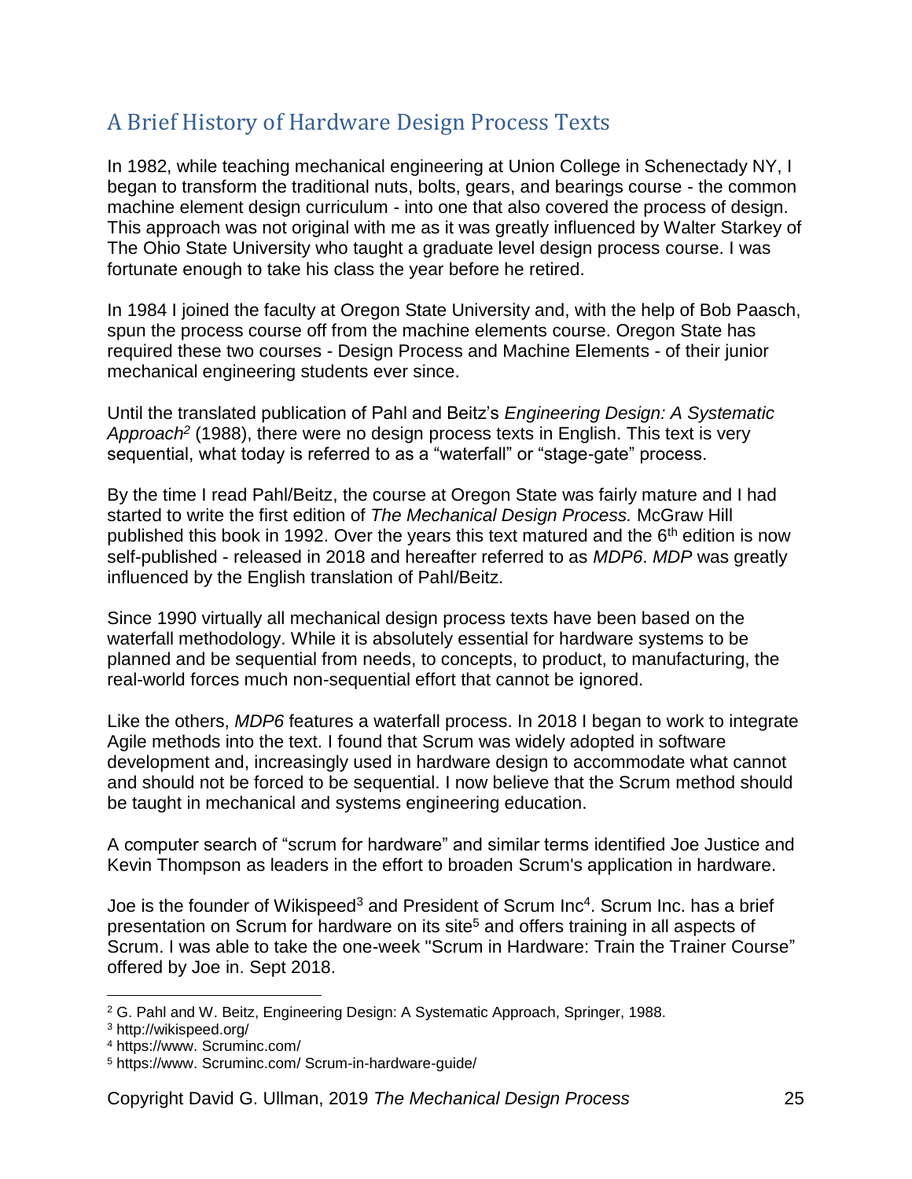## A Brief History of Hardware Design Process Texts

In 1982, while teaching mechanical engineering at Union College in Schenectady NY, I began to transform the traditional nuts, bolts, gears, and bearings course - the common machine element design curriculum - into one that also covered the process of design. This approach was not original with me as it was greatly influenced by Walter Starkey of The Ohio State University who taught a graduate level design process course. I was fortunate enough to take his class the year before he retired.

In 1984 I joined the faculty at Oregon State University and, with the help of Bob Paasch, spun the process course off from the machine elements course. Oregon State has required these two courses - Design Process and Machine Elements - of their junior mechanical engineering students ever since.

Until the translated publication of Pahl and Beitz's *Engineering Design: A Systematic Approach*[2] (1988), there were no design process texts in English. This text is very sequential, what today is referred to as a "waterfall" or "stage-gate" process.

By the time I read Pahl/Beitz, the course at Oregon State was fairly mature and I had started to write the first edition of *The Mechanical Design Process.* McGraw Hill published this book in 1992. Over the years this text matured and the 6th edition is now self-published - released in 2018 and hereafter referred to as *MDP6*. *MDP* was greatly influenced by the English translation of Pahl/Beitz.

Since 1990 virtually all mechanical design process texts have been based on the waterfall methodology. While it is absolutely essential for hardware systems to be planned and be sequential from needs, to concepts, to product, to manufacturing, the real-world forces much non-sequential effort that cannot be ignored.

Like the others, *MDP6* features a waterfall process. In 2018 I began to work to integrate Agile methods into the text. I found that Scrum was widely adopted in software development and, increasingly used in hardware design to accommodate what cannot and should not be forced to be sequential. I now believe that the Scrum method should be taught in mechanical and systems engineering education.

A computer search of "scrum for hardware" and similar terms identified Joe Justice and Kevin Thompson as leaders in the effort to broaden Scrum's application in hardware.

Joe is the founder of Wikispeed[3] and President of Scrum Inc[4]. Scrum Inc. has a brief presentation on Scrum for hardware on its site[5] and offers training in all aspects of Scrum. I was able to take the one-week "Scrum in Hardware: Train the Trainer Course" offered by Joe in. Sept 2018.

---

[2] G. Pahl and W. Beitz, Engineering Design: A Systematic Approach, Springer, 1988.

[3] http://wikispeed.org/

[4] https://www. Scruminc.com/

[5] https://www. Scruminc.com/ Scrum-in-hardware-guide/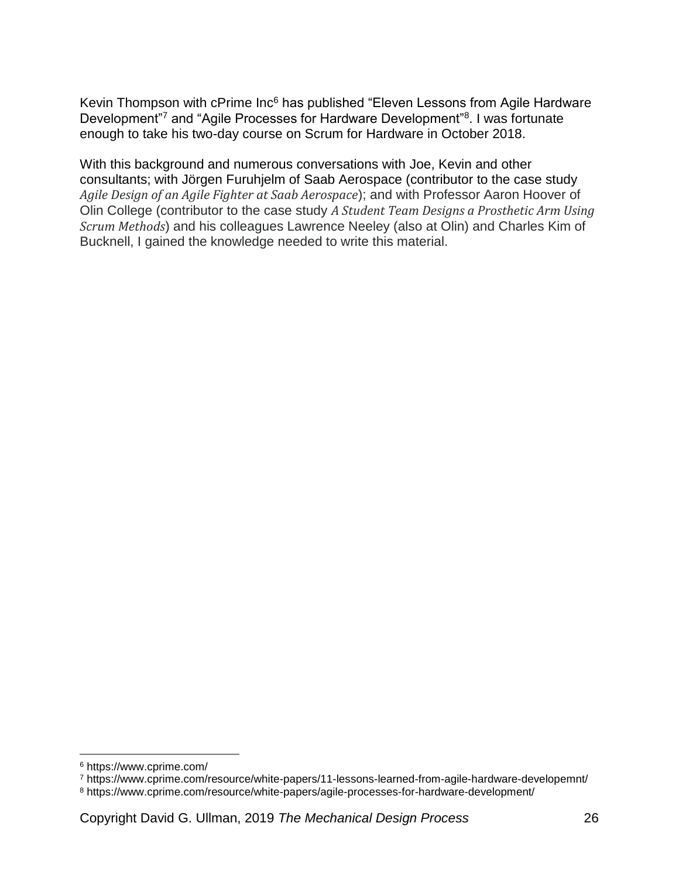Kevin Thompson with cPrime Inc[6] has published "Eleven Lessons from Agile Hardware Development"[7] and "Agile Processes for Hardware Development"[8]. I was fortunate enough to take his two-day course on Scrum for Hardware in October 2018.

With this background and numerous conversations with Joe, Kevin and other consultants; with Jörgen Furuhjelm of Saab Aerospace (contributor to the case study *Agile Design of an Agile Fighter at Saab Aerospace*); and with Professor Aaron Hoover of Olin College (contributor to the case study *A Student Team Designs a Prosthetic Arm Using Scrum Methods*) and his colleagues Lawrence Neeley (also at Olin) and Charles Kim of Bucknell, I gained the knowledge needed to write this material.

---

[6] https://www.cprime.com/

[7] https://www.cprime.com/resource/white-papers/11-lessons-learned-from-agile-hardware-developemnt/

[8] https://www.cprime.com/resource/white-papers/agile-processes-for-hardware-development/